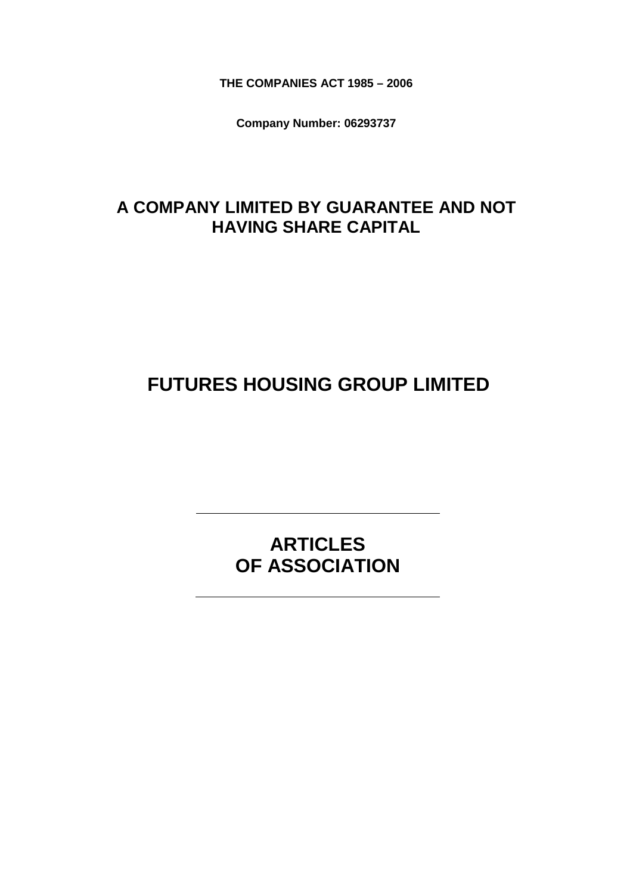**THE COMPANIES ACT 1985 – 2006**

**Company Number: 06293737**

## A COMPANY LIMITED BY GUARANTEE AND NOT HAVING SHARE CAPITAL

# FUTURES HOUSING GROUP LIMITED

---

## ARTICLES OF ASSOCIATION

---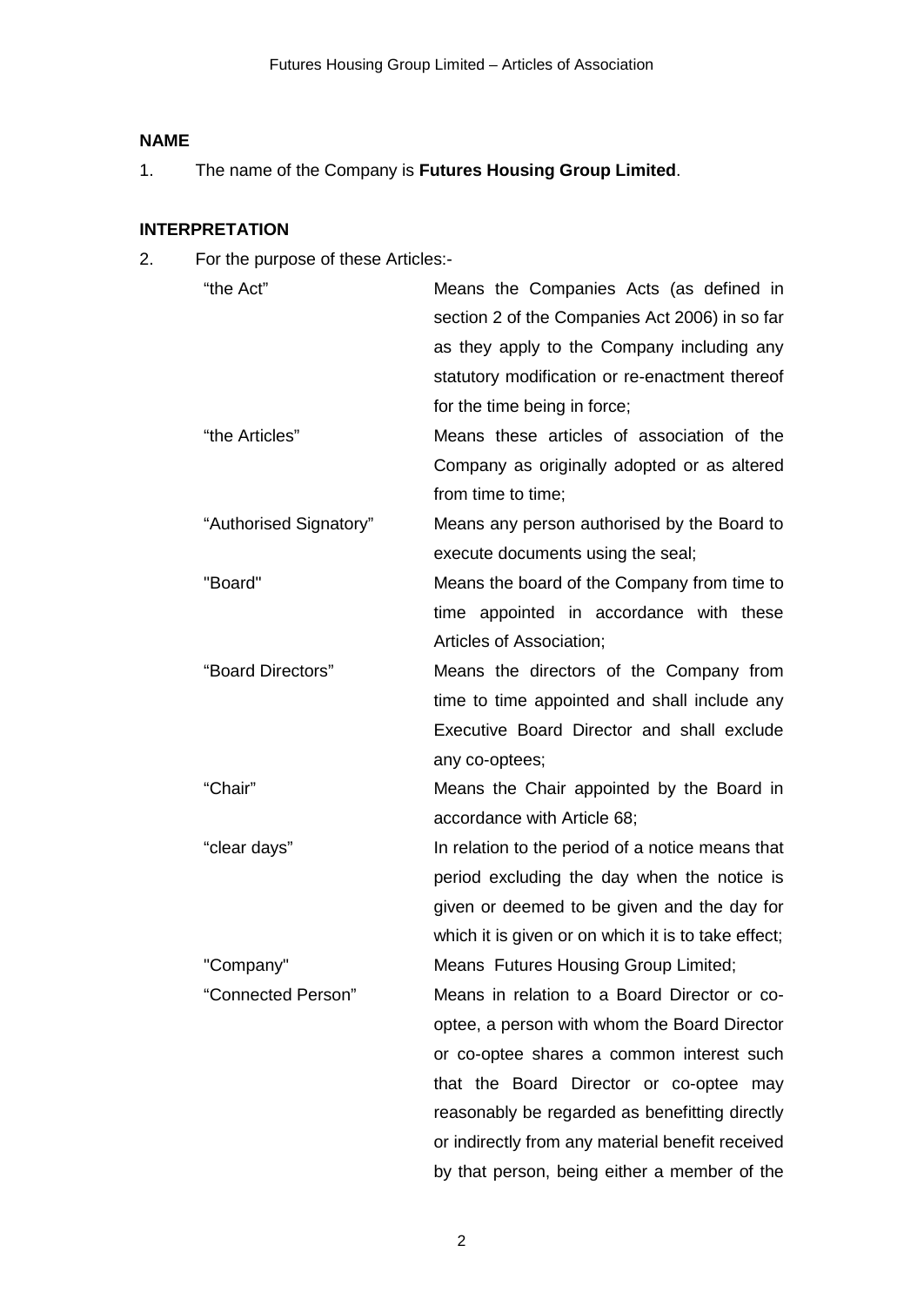**NAME**

1. The name of the Company is **Futures Housing Group Limited**.

**INTERPRETATION**

2. For the purpose of these Articles:-

| | |
|---|---|
| “the Act” | Means the Companies Acts (as defined in section 2 of the Companies Act 2006) in so far as they apply to the Company including any statutory modification or re-enactment thereof for the time being in force; |
| “the Articles” | Means these articles of association of the Company as originally adopted or as altered from time to time; |
| “Authorised Signatory” | Means any person authorised by the Board to execute documents using the seal; |
| "Board" | Means the board of the Company from time to time appointed in accordance with these Articles of Association; |
| “Board Directors” | Means the directors of the Company from time to time appointed and shall include any Executive Board Director and shall exclude any co-optees; |
| “Chair” | Means the Chair appointed by the Board in accordance with Article 68; |
| “clear days” | In relation to the period of a notice means that period excluding the day when the notice is given or deemed to be given and the day for which it is given or on which it is to take effect; |
| "Company" | Means Futures Housing Group Limited; |
| “Connected Person” | Means in relation to a Board Director or co-optee, a person with whom the Board Director or co-optee shares a common interest such that the Board Director or co-optee may reasonably be regarded as benefitting directly or indirectly from any material benefit received by that person, being either a member of the |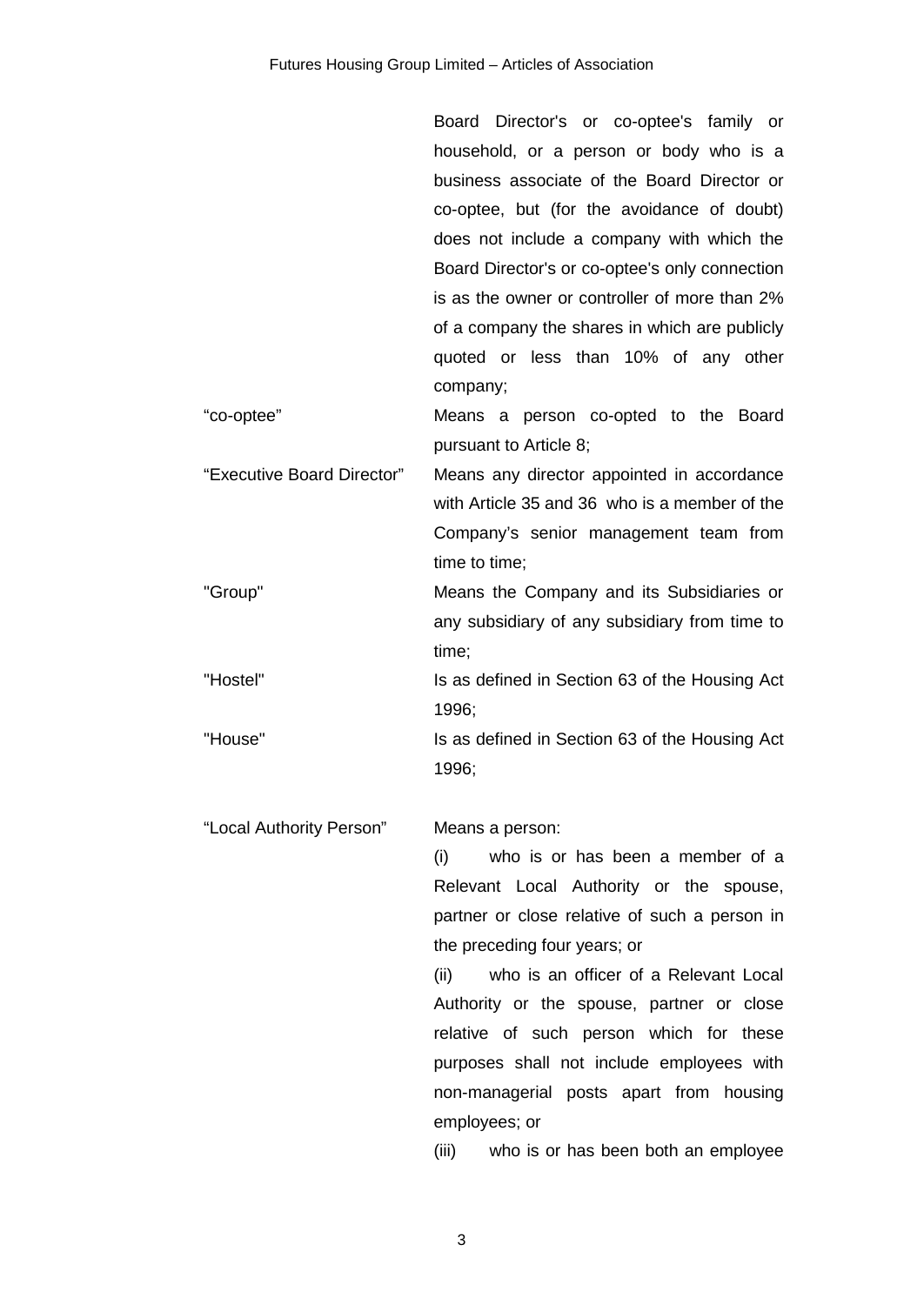| | |
|---|---|
| | Board Director's or co-optee's family or household, or a person or body who is a business associate of the Board Director or co-optee, but (for the avoidance of doubt) does not include a company with which the Board Director's or co-optee's only connection is as the owner or controller of more than 2% of a company the shares in which are publicly quoted or less than 10% of any other company; |
| "co-optee" | Means a person co-opted to the Board pursuant to Article 8; |
| "Executive Board Director" | Means any director appointed in accordance with Article 35 and 36 who is a member of the Company's senior management team from time to time; |
| "Group" | Means the Company and its Subsidiaries or any subsidiary of any subsidiary from time to time; |
| "Hostel" | Is as defined in Section 63 of the Housing Act 1996; |
| "House" | Is as defined in Section 63 of the Housing Act 1996; |
| "Local Authority Person" | Means a person:<br>(i) who is or has been a member of a Relevant Local Authority or the spouse, partner or close relative of such a person in the preceding four years; or<br>(ii) who is an officer of a Relevant Local Authority or the spouse, partner or close relative of such person which for these purposes shall not include employees with non-managerial posts apart from housing employees; or<br>(iii) who is or has been both an employee |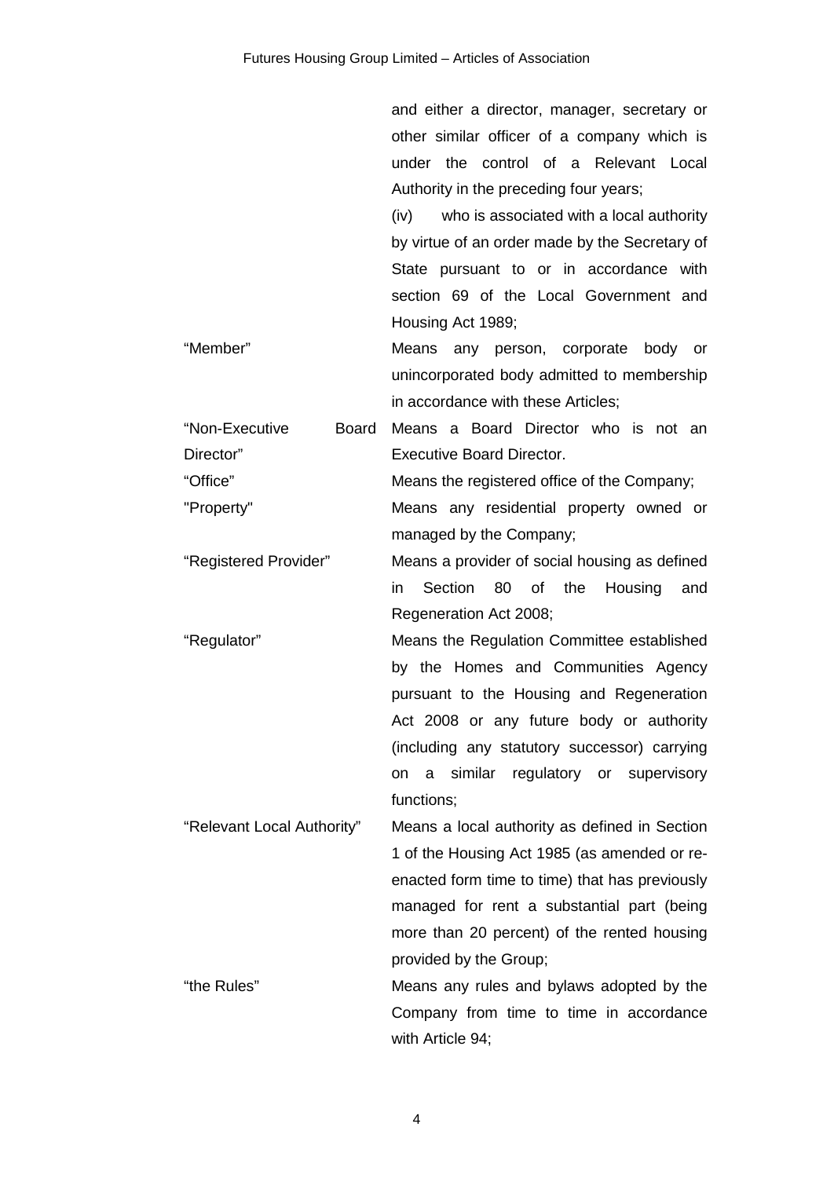| | |
|---|---|
| | and either a director, manager, secretary or other similar officer of a company which is under the control of a Relevant Local Authority in the preceding four years; |
| | (iv) who is associated with a local authority by virtue of an order made by the Secretary of State pursuant to or in accordance with section 69 of the Local Government and Housing Act 1989; |
| "Member" | Means any person, corporate body or unincorporated body admitted to membership in accordance with these Articles; |
| "Non-Executive Board Director" | Means a Board Director who is not an Executive Board Director. |
| "Office" | Means the registered office of the Company; |
| "Property" | Means any residential property owned or managed by the Company; |
| "Registered Provider" | Means a provider of social housing as defined in Section 80 of the Housing and Regeneration Act 2008; |
| "Regulator" | Means the Regulation Committee established by the Homes and Communities Agency pursuant to the Housing and Regeneration Act 2008 or any future body or authority (including any statutory successor) carrying on a similar regulatory or supervisory functions; |
| "Relevant Local Authority" | Means a local authority as defined in Section 1 of the Housing Act 1985 (as amended or re-enacted form time to time) that has previously managed for rent a substantial part (being more than 20 percent) of the rented housing provided by the Group; |
| "the Rules" | Means any rules and bylaws adopted by the Company from time to time in accordance with Article 94; |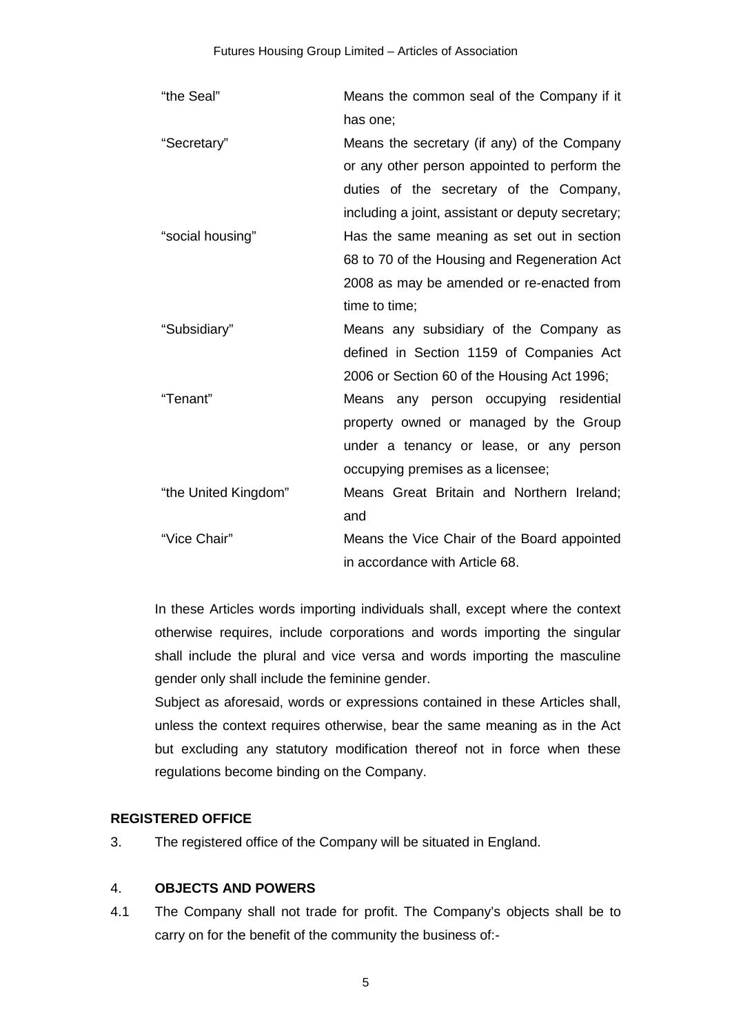| | |
|---|---|
| "the Seal" | Means the common seal of the Company if it has one; |
| "Secretary" | Means the secretary (if any) of the Company or any other person appointed to perform the duties of the secretary of the Company, including a joint, assistant or deputy secretary; |
| "social housing" | Has the same meaning as set out in section 68 to 70 of the Housing and Regeneration Act 2008 as may be amended or re-enacted from time to time; |
| "Subsidiary" | Means any subsidiary of the Company as defined in Section 1159 of Companies Act 2006 or Section 60 of the Housing Act 1996; |
| "Tenant" | Means any person occupying residential property owned or managed by the Group under a tenancy or lease, or any person occupying premises as a licensee; |
| "the United Kingdom" | Means Great Britain and Northern Ireland; and |
| "Vice Chair" | Means the Vice Chair of the Board appointed in accordance with Article 68. |

In these Articles words importing individuals shall, except where the context otherwise requires, include corporations and words importing the singular shall include the plural and vice versa and words importing the masculine gender only shall include the feminine gender.

Subject as aforesaid, words or expressions contained in these Articles shall, unless the context requires otherwise, bear the same meaning as in the Act but excluding any statutory modification thereof not in force when these regulations become binding on the Company.

**REGISTERED OFFICE**

3. The registered office of the Company will be situated in England.

4. **OBJECTS AND POWERS**

4.1 The Company shall not trade for profit. The Company's objects shall be to carry on for the benefit of the community the business of:-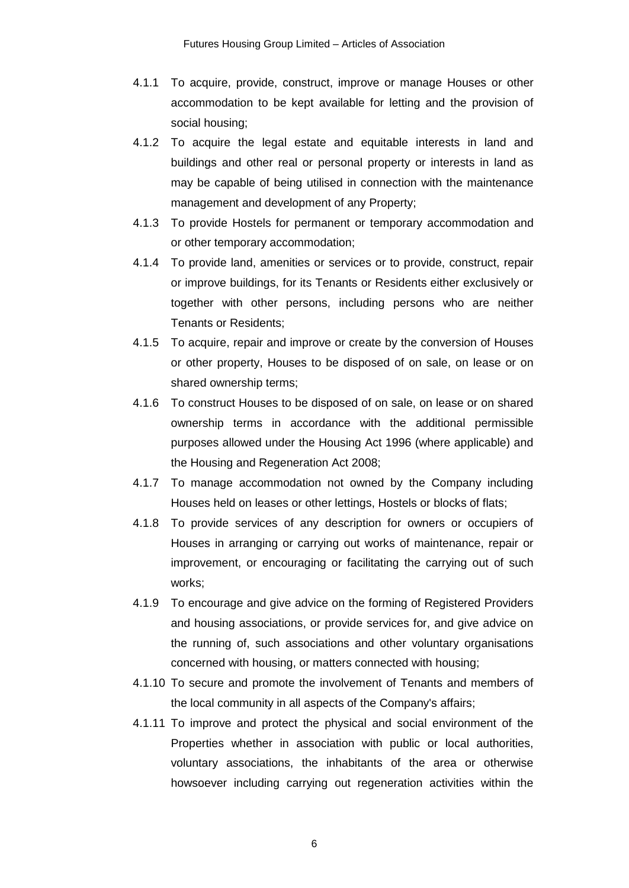4.1.1 To acquire, provide, construct, improve or manage Houses or other accommodation to be kept available for letting and the provision of social housing;

4.1.2 To acquire the legal estate and equitable interests in land and buildings and other real or personal property or interests in land as may be capable of being utilised in connection with the maintenance management and development of any Property;

4.1.3 To provide Hostels for permanent or temporary accommodation and or other temporary accommodation;

4.1.4 To provide land, amenities or services or to provide, construct, repair or improve buildings, for its Tenants or Residents either exclusively or together with other persons, including persons who are neither Tenants or Residents;

4.1.5 To acquire, repair and improve or create by the conversion of Houses or other property, Houses to be disposed of on sale, on lease or on shared ownership terms;

4.1.6 To construct Houses to be disposed of on sale, on lease or on shared ownership terms in accordance with the additional permissible purposes allowed under the Housing Act 1996 (where applicable) and the Housing and Regeneration Act 2008;

4.1.7 To manage accommodation not owned by the Company including Houses held on leases or other lettings, Hostels or blocks of flats;

4.1.8 To provide services of any description for owners or occupiers of Houses in arranging or carrying out works of maintenance, repair or improvement, or encouraging or facilitating the carrying out of such works;

4.1.9 To encourage and give advice on the forming of Registered Providers and housing associations, or provide services for, and give advice on the running of, such associations and other voluntary organisations concerned with housing, or matters connected with housing;

4.1.10 To secure and promote the involvement of Tenants and members of the local community in all aspects of the Company's affairs;

4.1.11 To improve and protect the physical and social environment of the Properties whether in association with public or local authorities, voluntary associations, the inhabitants of the area or otherwise howsoever including carrying out regeneration activities within the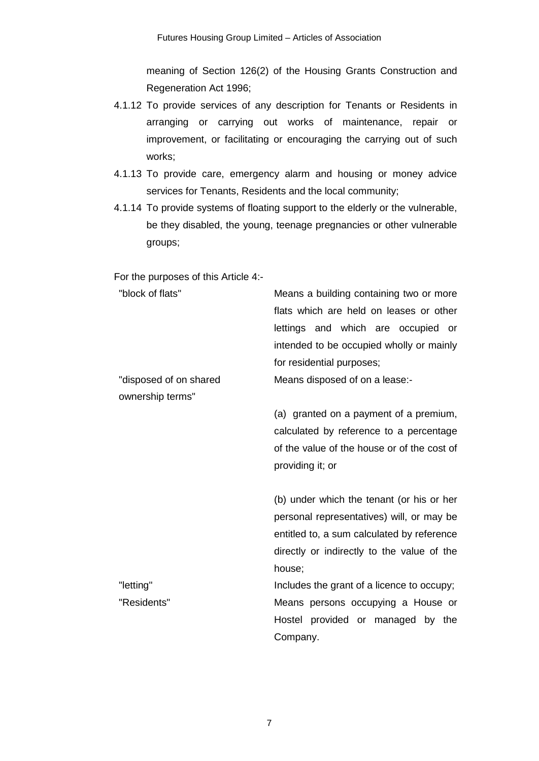meaning of Section 126(2) of the Housing Grants Construction and Regeneration Act 1996;

4.1.12 To provide services of any description for Tenants or Residents in arranging or carrying out works of maintenance, repair or improvement, or facilitating or encouraging the carrying out of such works;

4.1.13 To provide care, emergency alarm and housing or money advice services for Tenants, Residents and the local community;

4.1.14 To provide systems of floating support to the elderly or the vulnerable, be they disabled, the young, teenage pregnancies or other vulnerable groups;

For the purposes of this Article 4:-

| | |
|---|---|
| "block of flats" | Means a building containing two or more flats which are held on leases or other lettings and which are occupied or intended to be occupied wholly or mainly for residential purposes; |
| "disposed of on shared ownership terms" | Means disposed of on a lease:- (a) granted on a payment of a premium, calculated by reference to a percentage of the value of the house or of the cost of providing it; or (b) under which the tenant (or his or her personal representatives) will, or may be entitled to, a sum calculated by reference directly or indirectly to the value of the house; |
| "letting" | Includes the grant of a licence to occupy; |
| "Residents" | Means persons occupying a House or Hostel provided or managed by the Company. |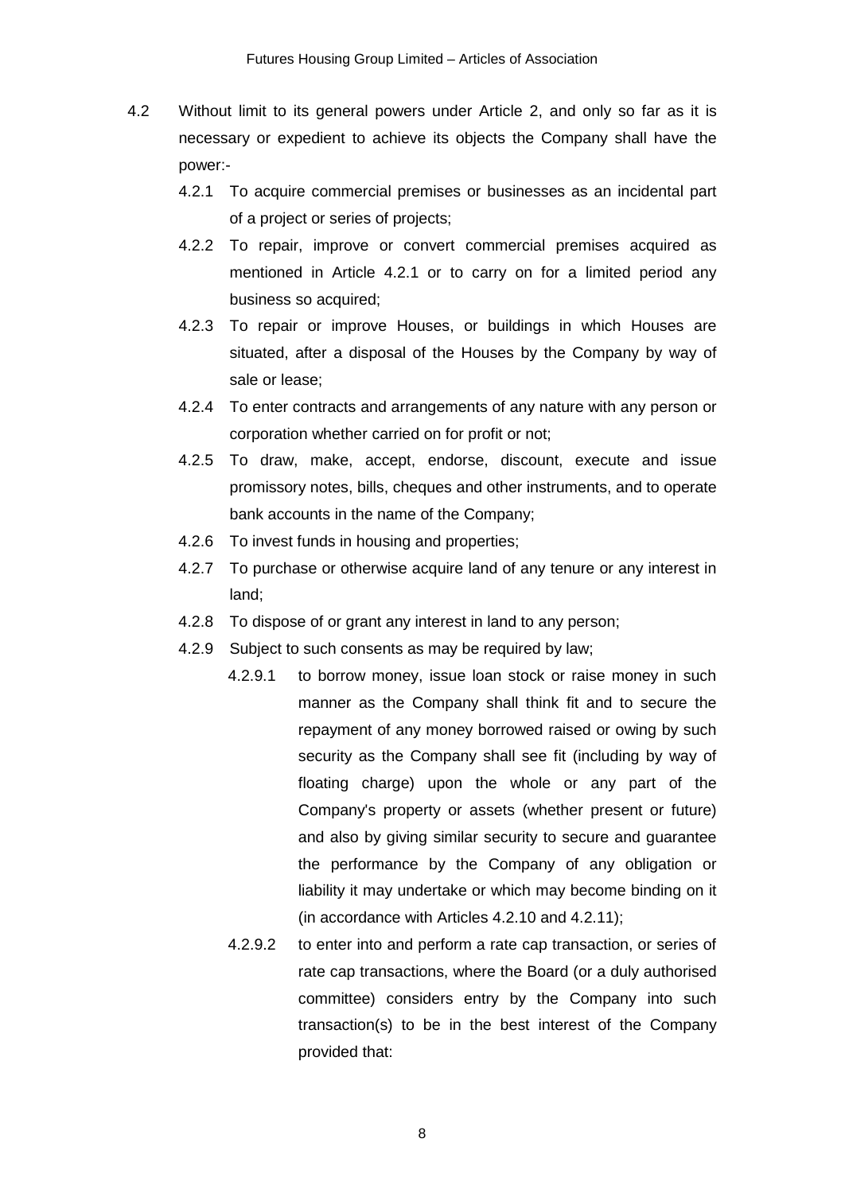4.2 Without limit to its general powers under Article 2, and only so far as it is necessary or expedient to achieve its objects the Company shall have the power:-

4.2.1 To acquire commercial premises or businesses as an incidental part of a project or series of projects;

4.2.2 To repair, improve or convert commercial premises acquired as mentioned in Article 4.2.1 or to carry on for a limited period any business so acquired;

4.2.3 To repair or improve Houses, or buildings in which Houses are situated, after a disposal of the Houses by the Company by way of sale or lease;

4.2.4 To enter contracts and arrangements of any nature with any person or corporation whether carried on for profit or not;

4.2.5 To draw, make, accept, endorse, discount, execute and issue promissory notes, bills, cheques and other instruments, and to operate bank accounts in the name of the Company;

4.2.6 To invest funds in housing and properties;

4.2.7 To purchase or otherwise acquire land of any tenure or any interest in land;

4.2.8 To dispose of or grant any interest in land to any person;

4.2.9 Subject to such consents as may be required by law;

4.2.9.1 to borrow money, issue loan stock or raise money in such manner as the Company shall think fit and to secure the repayment of any money borrowed raised or owing by such security as the Company shall see fit (including by way of floating charge) upon the whole or any part of the Company's property or assets (whether present or future) and also by giving similar security to secure and guarantee the performance by the Company of any obligation or liability it may undertake or which may become binding on it (in accordance with Articles 4.2.10 and 4.2.11);

4.2.9.2 to enter into and perform a rate cap transaction, or series of rate cap transactions, where the Board (or a duly authorised committee) considers entry by the Company into such transaction(s) to be in the best interest of the Company provided that: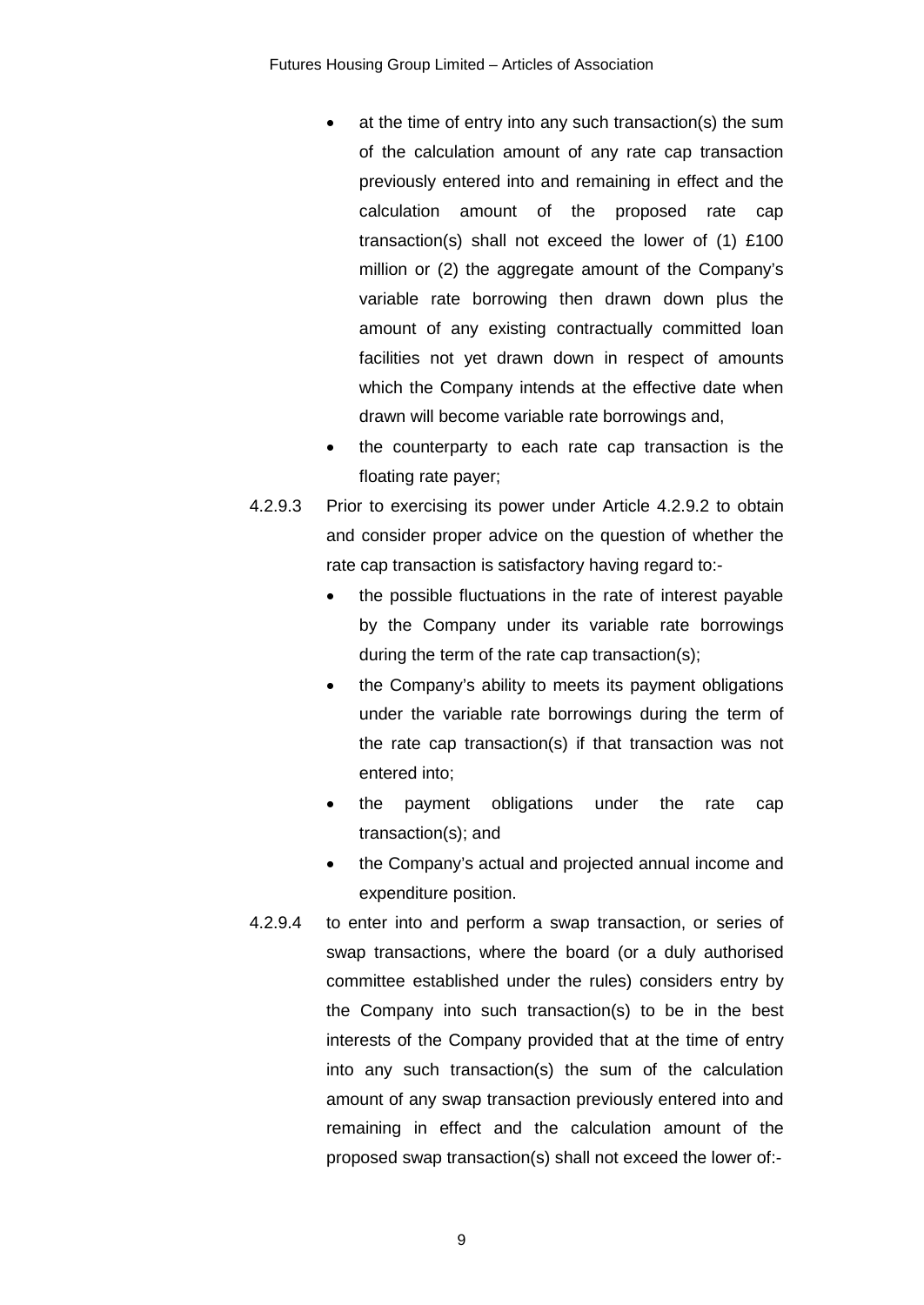- at the time of entry into any such transaction(s) the sum of the calculation amount of any rate cap transaction previously entered into and remaining in effect and the calculation amount of the proposed rate cap transaction(s) shall not exceed the lower of (1) £100 million or (2) the aggregate amount of the Company's variable rate borrowing then drawn down plus the amount of any existing contractually committed loan facilities not yet drawn down in respect of amounts which the Company intends at the effective date when drawn will become variable rate borrowings and,
- the counterparty to each rate cap transaction is the floating rate payer;

4.2.9.3 Prior to exercising its power under Article 4.2.9.2 to obtain and consider proper advice on the question of whether the rate cap transaction is satisfactory having regard to:-

- the possible fluctuations in the rate of interest payable by the Company under its variable rate borrowings during the term of the rate cap transaction(s);
- the Company's ability to meets its payment obligations under the variable rate borrowings during the term of the rate cap transaction(s) if that transaction was not entered into;
- the payment obligations under the rate cap transaction(s); and
- the Company's actual and projected annual income and expenditure position.

4.2.9.4 to enter into and perform a swap transaction, or series of swap transactions, where the board (or a duly authorised committee established under the rules) considers entry by the Company into such transaction(s) to be in the best interests of the Company provided that at the time of entry into any such transaction(s) the sum of the calculation amount of any swap transaction previously entered into and remaining in effect and the calculation amount of the proposed swap transaction(s) shall not exceed the lower of:-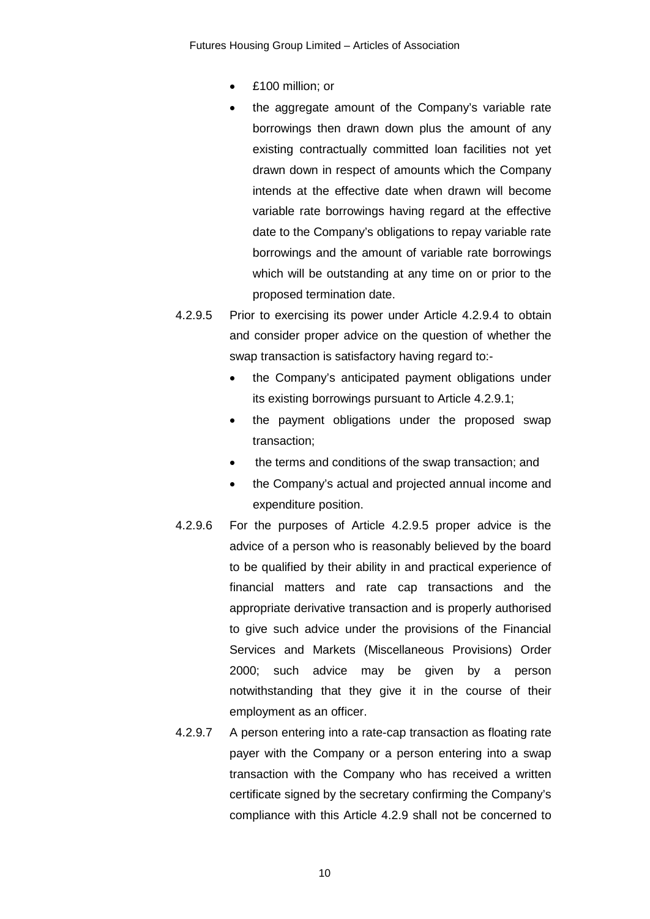- £100 million; or
- the aggregate amount of the Company's variable rate borrowings then drawn down plus the amount of any existing contractually committed loan facilities not yet drawn down in respect of amounts which the Company intends at the effective date when drawn will become variable rate borrowings having regard at the effective date to the Company's obligations to repay variable rate borrowings and the amount of variable rate borrowings which will be outstanding at any time on or prior to the proposed termination date.

4.2.9.5 Prior to exercising its power under Article 4.2.9.4 to obtain and consider proper advice on the question of whether the swap transaction is satisfactory having regard to:-

- the Company's anticipated payment obligations under its existing borrowings pursuant to Article 4.2.9.1;
- the payment obligations under the proposed swap transaction;
- the terms and conditions of the swap transaction; and
- the Company's actual and projected annual income and expenditure position.

4.2.9.6 For the purposes of Article 4.2.9.5 proper advice is the advice of a person who is reasonably believed by the board to be qualified by their ability in and practical experience of financial matters and rate cap transactions and the appropriate derivative transaction and is properly authorised to give such advice under the provisions of the Financial Services and Markets (Miscellaneous Provisions) Order 2000; such advice may be given by a person notwithstanding that they give it in the course of their employment as an officer.

4.2.9.7 A person entering into a rate-cap transaction as floating rate payer with the Company or a person entering into a swap transaction with the Company who has received a written certificate signed by the secretary confirming the Company's compliance with this Article 4.2.9 shall not be concerned to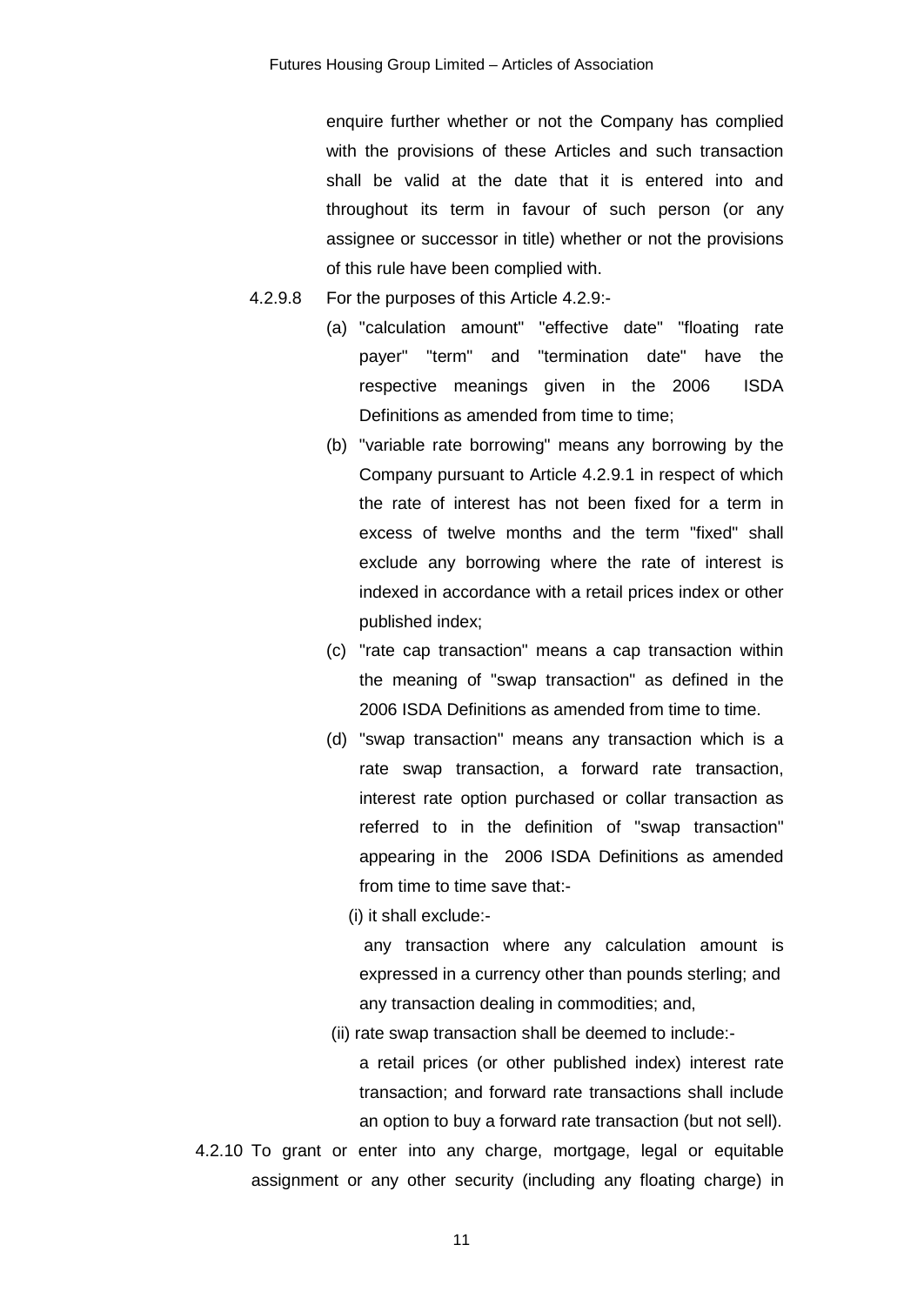enquire further whether or not the Company has complied with the provisions of these Articles and such transaction shall be valid at the date that it is entered into and throughout its term in favour of such person (or any assignee or successor in title) whether or not the provisions of this rule have been complied with.

4.2.9.8 For the purposes of this Article 4.2.9:-

(a) "calculation amount" "effective date" "floating rate payer" "term" and "termination date" have the respective meanings given in the 2006 ISDA Definitions as amended from time to time;

(b) "variable rate borrowing" means any borrowing by the Company pursuant to Article 4.2.9.1 in respect of which the rate of interest has not been fixed for a term in excess of twelve months and the term "fixed" shall exclude any borrowing where the rate of interest is indexed in accordance with a retail prices index or other published index;

(c) "rate cap transaction" means a cap transaction within the meaning of "swap transaction" as defined in the 2006 ISDA Definitions as amended from time to time.

(d) "swap transaction" means any transaction which is a rate swap transaction, a forward rate transaction, interest rate option purchased or collar transaction as referred to in the definition of "swap transaction" appearing in the 2006 ISDA Definitions as amended from time to time save that:-

(i) it shall exclude:-

any transaction where any calculation amount is expressed in a currency other than pounds sterling; and any transaction dealing in commodities; and,

(ii) rate swap transaction shall be deemed to include:-

a retail prices (or other published index) interest rate transaction; and forward rate transactions shall include an option to buy a forward rate transaction (but not sell).

4.2.10 To grant or enter into any charge, mortgage, legal or equitable assignment or any other security (including any floating charge) in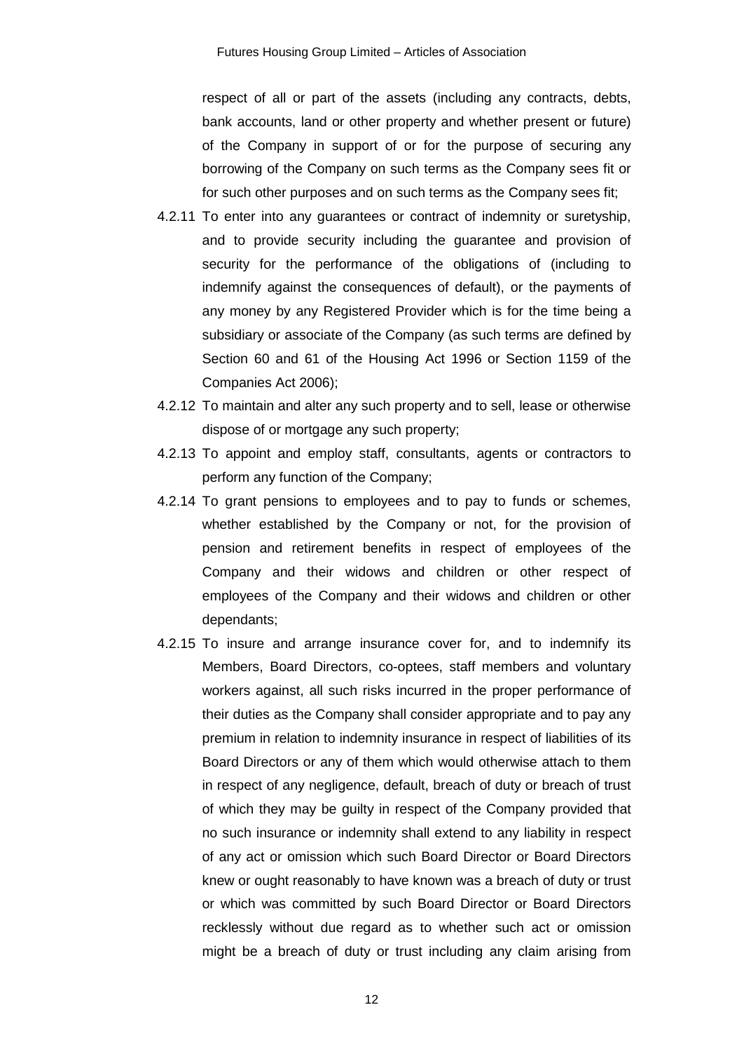respect of all or part of the assets (including any contracts, debts, bank accounts, land or other property and whether present or future) of the Company in support of or for the purpose of securing any borrowing of the Company on such terms as the Company sees fit or for such other purposes and on such terms as the Company sees fit;

4.2.11 To enter into any guarantees or contract of indemnity or suretyship, and to provide security including the guarantee and provision of security for the performance of the obligations of (including to indemnify against the consequences of default), or the payments of any money by any Registered Provider which is for the time being a subsidiary or associate of the Company (as such terms are defined by Section 60 and 61 of the Housing Act 1996 or Section 1159 of the Companies Act 2006);

4.2.12 To maintain and alter any such property and to sell, lease or otherwise dispose of or mortgage any such property;

4.2.13 To appoint and employ staff, consultants, agents or contractors to perform any function of the Company;

4.2.14 To grant pensions to employees and to pay to funds or schemes, whether established by the Company or not, for the provision of pension and retirement benefits in respect of employees of the Company and their widows and children or other respect of employees of the Company and their widows and children or other dependants;

4.2.15 To insure and arrange insurance cover for, and to indemnify its Members, Board Directors, co-optees, staff members and voluntary workers against, all such risks incurred in the proper performance of their duties as the Company shall consider appropriate and to pay any premium in relation to indemnity insurance in respect of liabilities of its Board Directors or any of them which would otherwise attach to them in respect of any negligence, default, breach of duty or breach of trust of which they may be guilty in respect of the Company provided that no such insurance or indemnity shall extend to any liability in respect of any act or omission which such Board Director or Board Directors knew or ought reasonably to have known was a breach of duty or trust or which was committed by such Board Director or Board Directors recklessly without due regard as to whether such act or omission might be a breach of duty or trust including any claim arising from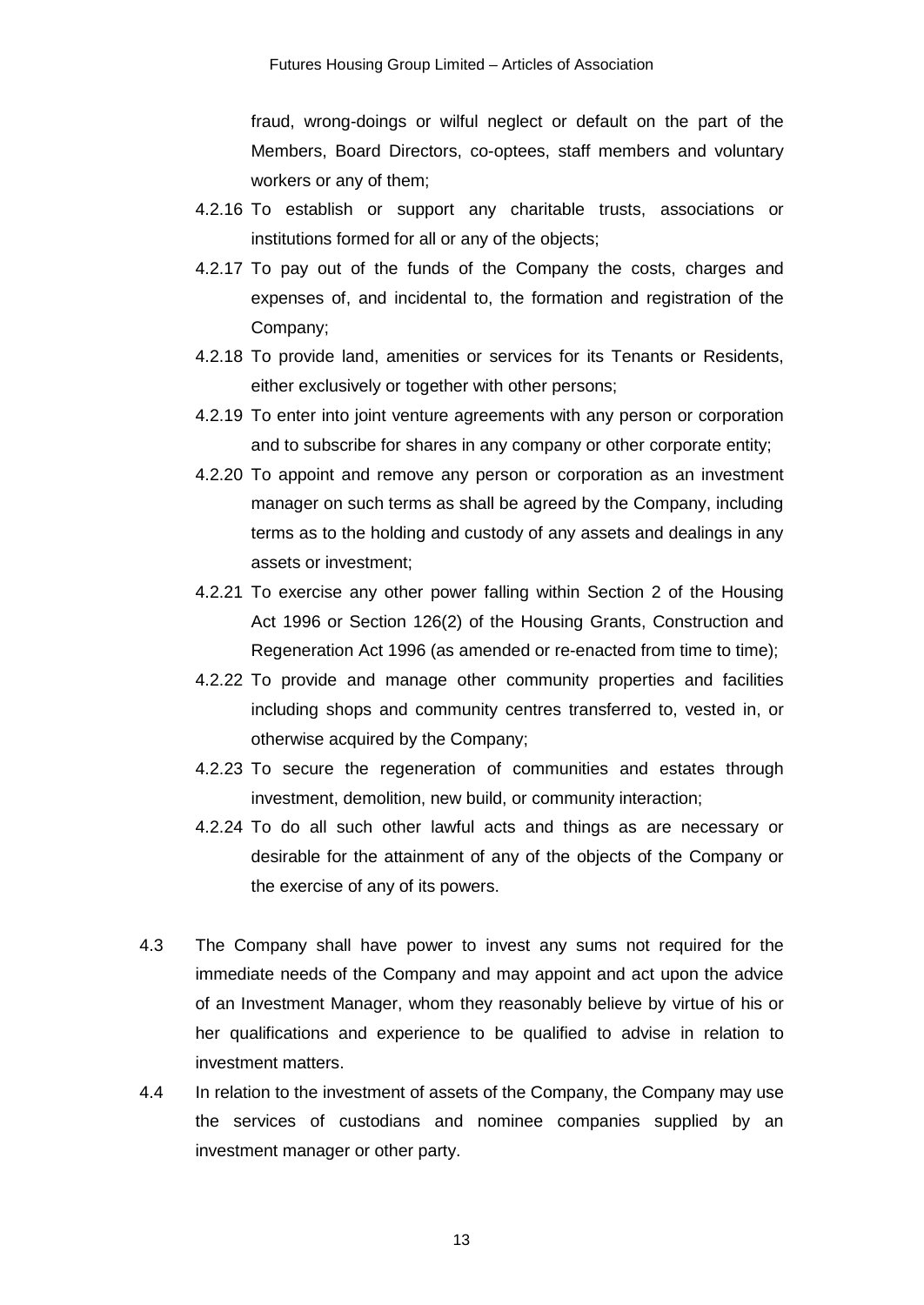fraud, wrong-doings or wilful neglect or default on the part of the Members, Board Directors, co-optees, staff members and voluntary workers or any of them;

4.2.16 To establish or support any charitable trusts, associations or institutions formed for all or any of the objects;

4.2.17 To pay out of the funds of the Company the costs, charges and expenses of, and incidental to, the formation and registration of the Company;

4.2.18 To provide land, amenities or services for its Tenants or Residents, either exclusively or together with other persons;

4.2.19 To enter into joint venture agreements with any person or corporation and to subscribe for shares in any company or other corporate entity;

4.2.20 To appoint and remove any person or corporation as an investment manager on such terms as shall be agreed by the Company, including terms as to the holding and custody of any assets and dealings in any assets or investment;

4.2.21 To exercise any other power falling within Section 2 of the Housing Act 1996 or Section 126(2) of the Housing Grants, Construction and Regeneration Act 1996 (as amended or re-enacted from time to time);

4.2.22 To provide and manage other community properties and facilities including shops and community centres transferred to, vested in, or otherwise acquired by the Company;

4.2.23 To secure the regeneration of communities and estates through investment, demolition, new build, or community interaction;

4.2.24 To do all such other lawful acts and things as are necessary or desirable for the attainment of any of the objects of the Company or the exercise of any of its powers.

4.3 The Company shall have power to invest any sums not required for the immediate needs of the Company and may appoint and act upon the advice of an Investment Manager, whom they reasonably believe by virtue of his or her qualifications and experience to be qualified to advise in relation to investment matters.

4.4 In relation to the investment of assets of the Company, the Company may use the services of custodians and nominee companies supplied by an investment manager or other party.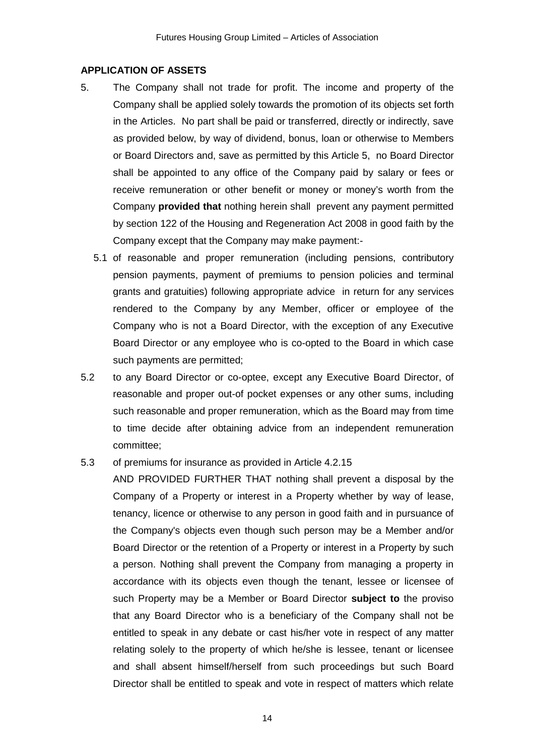**APPLICATION OF ASSETS**

5. The Company shall not trade for profit. The income and property of the Company shall be applied solely towards the promotion of its objects set forth in the Articles. No part shall be paid or transferred, directly or indirectly, save as provided below, by way of dividend, bonus, loan or otherwise to Members or Board Directors and, save as permitted by this Article 5, no Board Director shall be appointed to any office of the Company paid by salary or fees or receive remuneration or other benefit or money or money's worth from the Company **provided that** nothing herein shall prevent any payment permitted by section 122 of the Housing and Regeneration Act 2008 in good faith by the Company except that the Company may make payment:-

5.1 of reasonable and proper remuneration (including pensions, contributory pension payments, payment of premiums to pension policies and terminal grants and gratuities) following appropriate advice in return for any services rendered to the Company by any Member, officer or employee of the Company who is not a Board Director, with the exception of any Executive Board Director or any employee who is co-opted to the Board in which case such payments are permitted;

5.2 to any Board Director or co-optee, except any Executive Board Director, of reasonable and proper out-of pocket expenses or any other sums, including such reasonable and proper remuneration, which as the Board may from time to time decide after obtaining advice from an independent remuneration committee;

5.3 of premiums for insurance as provided in Article 4.2.15

AND PROVIDED FURTHER THAT nothing shall prevent a disposal by the Company of a Property or interest in a Property whether by way of lease, tenancy, licence or otherwise to any person in good faith and in pursuance of the Company's objects even though such person may be a Member and/or Board Director or the retention of a Property or interest in a Property by such a person. Nothing shall prevent the Company from managing a property in accordance with its objects even though the tenant, lessee or licensee of such Property may be a Member or Board Director **subject to** the proviso that any Board Director who is a beneficiary of the Company shall not be entitled to speak in any debate or cast his/her vote in respect of any matter relating solely to the property of which he/she is lessee, tenant or licensee and shall absent himself/herself from such proceedings but such Board Director shall be entitled to speak and vote in respect of matters which relate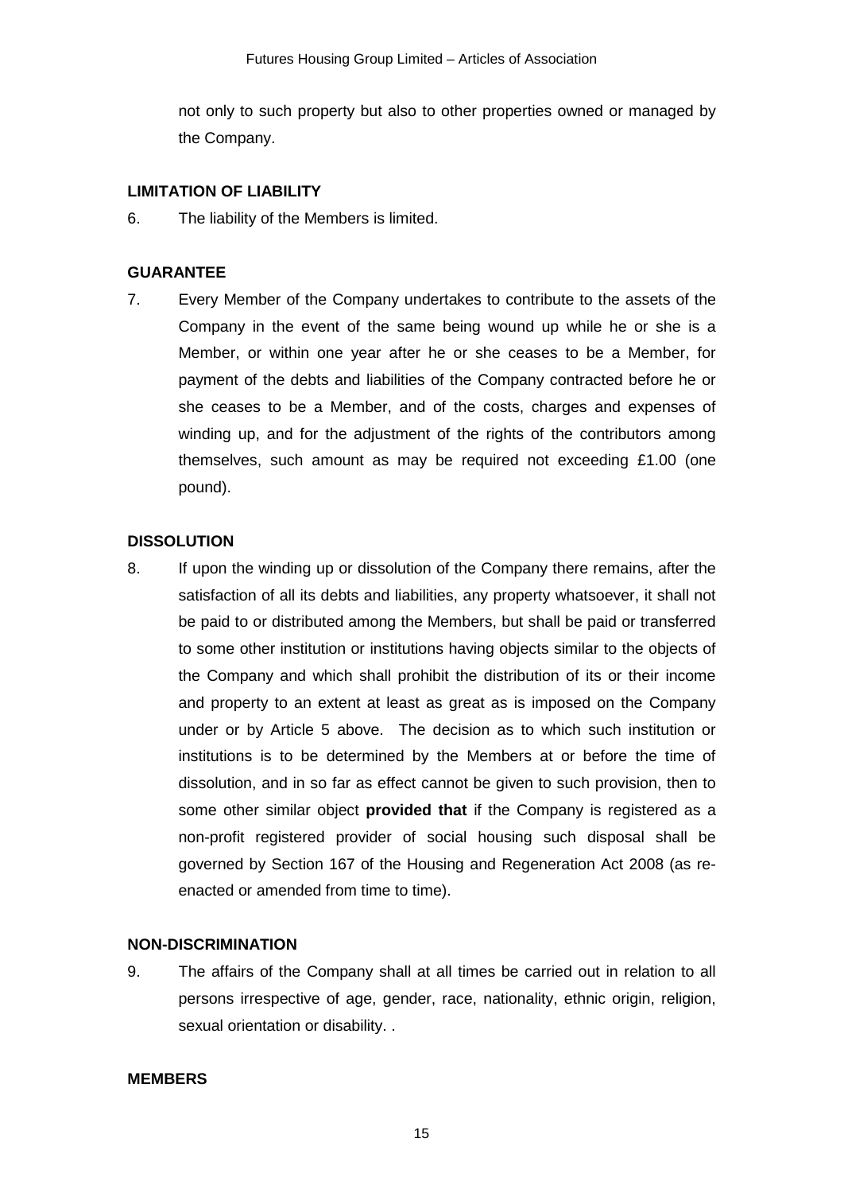not only to such property but also to other properties owned or managed by the Company.

**LIMITATION OF LIABILITY**

6. The liability of the Members is limited.

**GUARANTEE**

7. Every Member of the Company undertakes to contribute to the assets of the Company in the event of the same being wound up while he or she is a Member, or within one year after he or she ceases to be a Member, for payment of the debts and liabilities of the Company contracted before he or she ceases to be a Member, and of the costs, charges and expenses of winding up, and for the adjustment of the rights of the contributors among themselves, such amount as may be required not exceeding £1.00 (one pound).

**DISSOLUTION**

8. If upon the winding up or dissolution of the Company there remains, after the satisfaction of all its debts and liabilities, any property whatsoever, it shall not be paid to or distributed among the Members, but shall be paid or transferred to some other institution or institutions having objects similar to the objects of the Company and which shall prohibit the distribution of its or their income and property to an extent at least as great as is imposed on the Company under or by Article 5 above. The decision as to which such institution or institutions is to be determined by the Members at or before the time of dissolution, and in so far as effect cannot be given to such provision, then to some other similar object **provided that** if the Company is registered as a non-profit registered provider of social housing such disposal shall be governed by Section 167 of the Housing and Regeneration Act 2008 (as re-enacted or amended from time to time).

**NON-DISCRIMINATION**

9. The affairs of the Company shall at all times be carried out in relation to all persons irrespective of age, gender, race, nationality, ethnic origin, religion, sexual orientation or disability. .

**MEMBERS**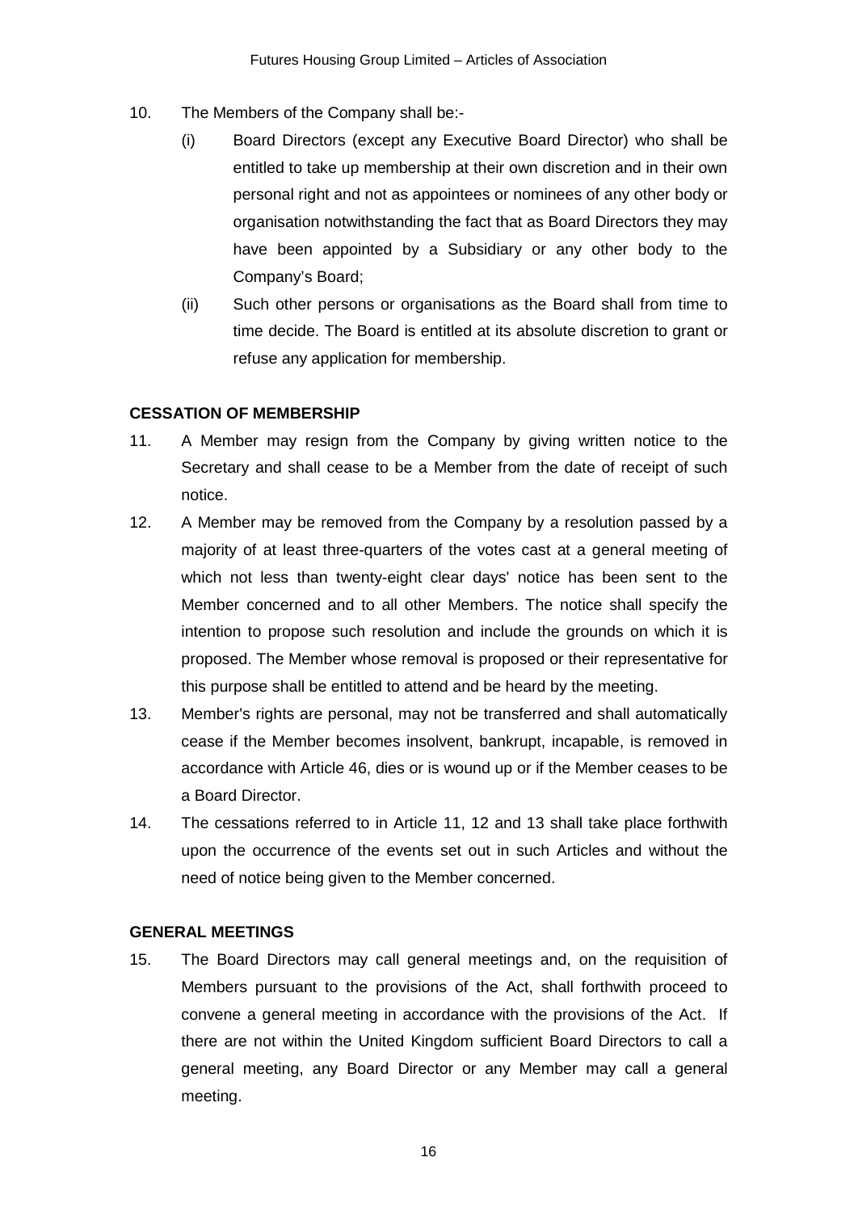10. The Members of the Company shall be:-

    (i) Board Directors (except any Executive Board Director) who shall be entitled to take up membership at their own discretion and in their own personal right and not as appointees or nominees of any other body or organisation notwithstanding the fact that as Board Directors they may have been appointed by a Subsidiary or any other body to the Company's Board;

    (ii) Such other persons or organisations as the Board shall from time to time decide. The Board is entitled at its absolute discretion to grant or refuse any application for membership.

**CESSATION OF MEMBERSHIP**

11. A Member may resign from the Company by giving written notice to the Secretary and shall cease to be a Member from the date of receipt of such notice.

12. A Member may be removed from the Company by a resolution passed by a majority of at least three-quarters of the votes cast at a general meeting of which not less than twenty-eight clear days' notice has been sent to the Member concerned and to all other Members. The notice shall specify the intention to propose such resolution and include the grounds on which it is proposed. The Member whose removal is proposed or their representative for this purpose shall be entitled to attend and be heard by the meeting.

13. Member's rights are personal, may not be transferred and shall automatically cease if the Member becomes insolvent, bankrupt, incapable, is removed in accordance with Article 46, dies or is wound up or if the Member ceases to be a Board Director.

14. The cessations referred to in Article 11, 12 and 13 shall take place forthwith upon the occurrence of the events set out in such Articles and without the need of notice being given to the Member concerned.

**GENERAL MEETINGS**

15. The Board Directors may call general meetings and, on the requisition of Members pursuant to the provisions of the Act, shall forthwith proceed to convene a general meeting in accordance with the provisions of the Act. If there are not within the United Kingdom sufficient Board Directors to call a general meeting, any Board Director or any Member may call a general meeting.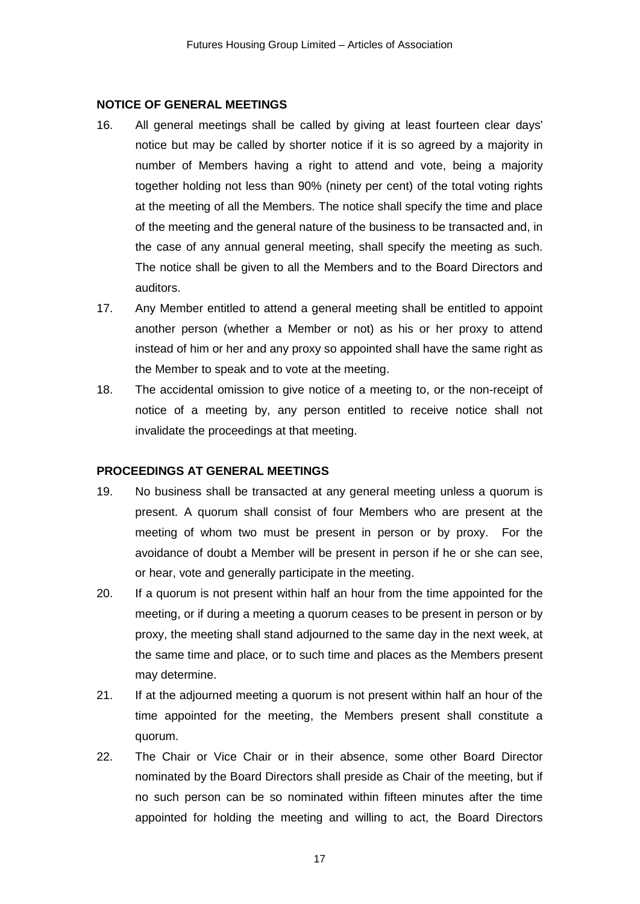### NOTICE OF GENERAL MEETINGS

16. All general meetings shall be called by giving at least fourteen clear days' notice but may be called by shorter notice if it is so agreed by a majority in number of Members having a right to attend and vote, being a majority together holding not less than 90% (ninety per cent) of the total voting rights at the meeting of all the Members. The notice shall specify the time and place of the meeting and the general nature of the business to be transacted and, in the case of any annual general meeting, shall specify the meeting as such. The notice shall be given to all the Members and to the Board Directors and auditors.

17. Any Member entitled to attend a general meeting shall be entitled to appoint another person (whether a Member or not) as his or her proxy to attend instead of him or her and any proxy so appointed shall have the same right as the Member to speak and to vote at the meeting.

18. The accidental omission to give notice of a meeting to, or the non-receipt of notice of a meeting by, any person entitled to receive notice shall not invalidate the proceedings at that meeting.

### PROCEEDINGS AT GENERAL MEETINGS

19. No business shall be transacted at any general meeting unless a quorum is present. A quorum shall consist of four Members who are present at the meeting of whom two must be present in person or by proxy. For the avoidance of doubt a Member will be present in person if he or she can see, or hear, vote and generally participate in the meeting.

20. If a quorum is not present within half an hour from the time appointed for the meeting, or if during a meeting a quorum ceases to be present in person or by proxy, the meeting shall stand adjourned to the same day in the next week, at the same time and place, or to such time and places as the Members present may determine.

21. If at the adjourned meeting a quorum is not present within half an hour of the time appointed for the meeting, the Members present shall constitute a quorum.

22. The Chair or Vice Chair or in their absence, some other Board Director nominated by the Board Directors shall preside as Chair of the meeting, but if no such person can be so nominated within fifteen minutes after the time appointed for holding the meeting and willing to act, the Board Directors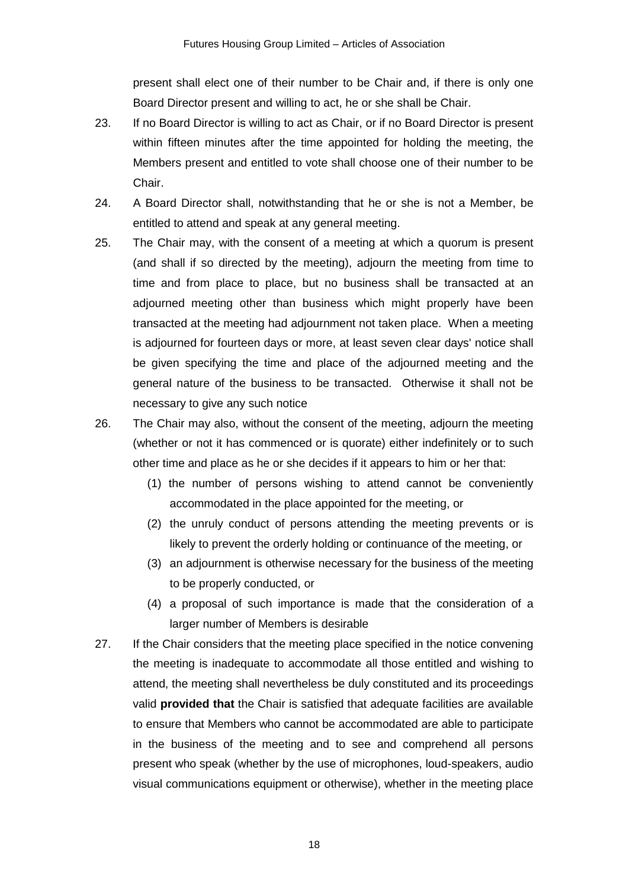present shall elect one of their number to be Chair and, if there is only one Board Director present and willing to act, he or she shall be Chair.

23. If no Board Director is willing to act as Chair, or if no Board Director is present within fifteen minutes after the time appointed for holding the meeting, the Members present and entitled to vote shall choose one of their number to be Chair.

24. A Board Director shall, notwithstanding that he or she is not a Member, be entitled to attend and speak at any general meeting.

25. The Chair may, with the consent of a meeting at which a quorum is present (and shall if so directed by the meeting), adjourn the meeting from time to time and from place to place, but no business shall be transacted at an adjourned meeting other than business which might properly have been transacted at the meeting had adjournment not taken place. When a meeting is adjourned for fourteen days or more, at least seven clear days' notice shall be given specifying the time and place of the adjourned meeting and the general nature of the business to be transacted. Otherwise it shall not be necessary to give any such notice

26. The Chair may also, without the consent of the meeting, adjourn the meeting (whether or not it has commenced or is quorate) either indefinitely or to such other time and place as he or she decides if it appears to him or her that:

    (1) the number of persons wishing to attend cannot be conveniently accommodated in the place appointed for the meeting, or

    (2) the unruly conduct of persons attending the meeting prevents or is likely to prevent the orderly holding or continuance of the meeting, or

    (3) an adjournment is otherwise necessary for the business of the meeting to be properly conducted, or

    (4) a proposal of such importance is made that the consideration of a larger number of Members is desirable

27. If the Chair considers that the meeting place specified in the notice convening the meeting is inadequate to accommodate all those entitled and wishing to attend, the meeting shall nevertheless be duly constituted and its proceedings valid **provided that** the Chair is satisfied that adequate facilities are available to ensure that Members who cannot be accommodated are able to participate in the business of the meeting and to see and comprehend all persons present who speak (whether by the use of microphones, loud-speakers, audio visual communications equipment or otherwise), whether in the meeting place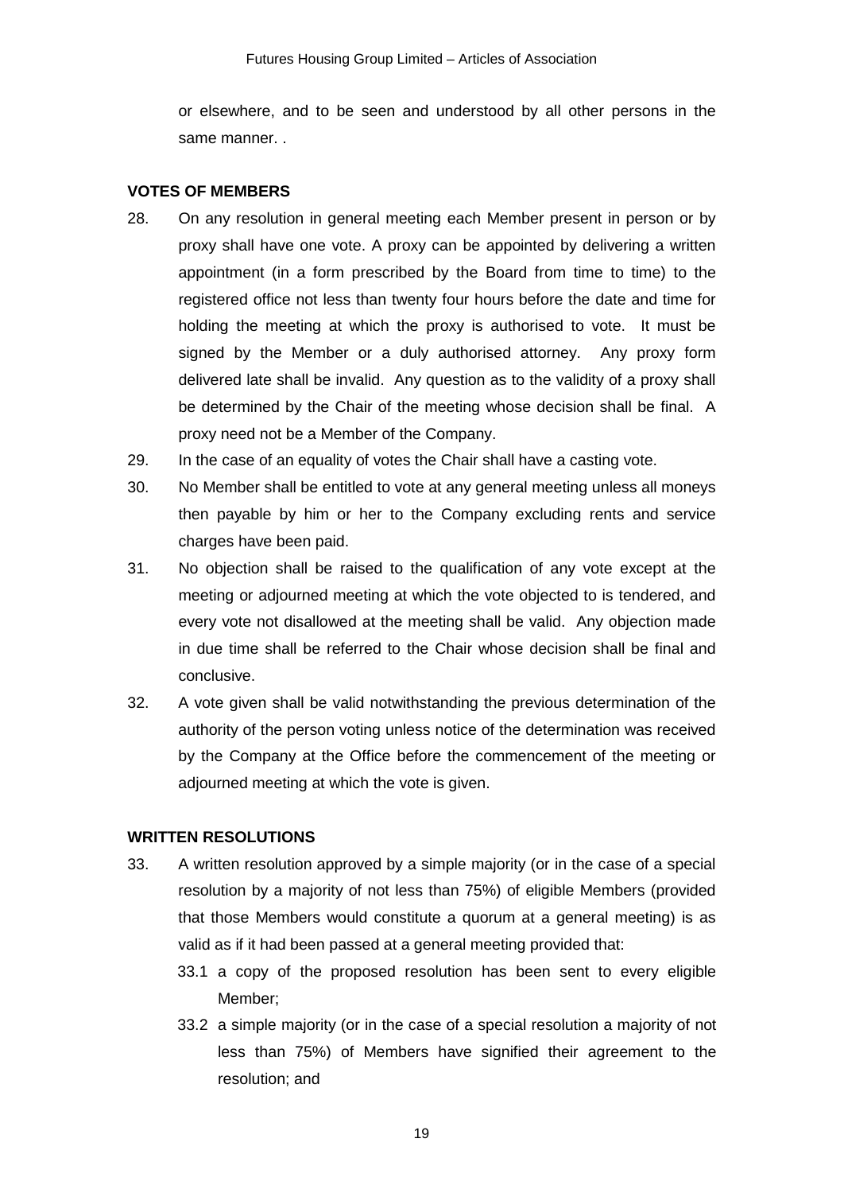or elsewhere, and to be seen and understood by all other persons in the same manner. .

**VOTES OF MEMBERS**

28. On any resolution in general meeting each Member present in person or by proxy shall have one vote. A proxy can be appointed by delivering a written appointment (in a form prescribed by the Board from time to time) to the registered office not less than twenty four hours before the date and time for holding the meeting at which the proxy is authorised to vote. It must be signed by the Member or a duly authorised attorney. Any proxy form delivered late shall be invalid. Any question as to the validity of a proxy shall be determined by the Chair of the meeting whose decision shall be final. A proxy need not be a Member of the Company.

29. In the case of an equality of votes the Chair shall have a casting vote.

30. No Member shall be entitled to vote at any general meeting unless all moneys then payable by him or her to the Company excluding rents and service charges have been paid.

31. No objection shall be raised to the qualification of any vote except at the meeting or adjourned meeting at which the vote objected to is tendered, and every vote not disallowed at the meeting shall be valid. Any objection made in due time shall be referred to the Chair whose decision shall be final and conclusive.

32. A vote given shall be valid notwithstanding the previous determination of the authority of the person voting unless notice of the determination was received by the Company at the Office before the commencement of the meeting or adjourned meeting at which the vote is given.

**WRITTEN RESOLUTIONS**

33. A written resolution approved by a simple majority (or in the case of a special resolution by a majority of not less than 75%) of eligible Members (provided that those Members would constitute a quorum at a general meeting) is as valid as if it had been passed at a general meeting provided that:

    33.1 a copy of the proposed resolution has been sent to every eligible Member;

    33.2 a simple majority (or in the case of a special resolution a majority of not less than 75%) of Members have signified their agreement to the resolution; and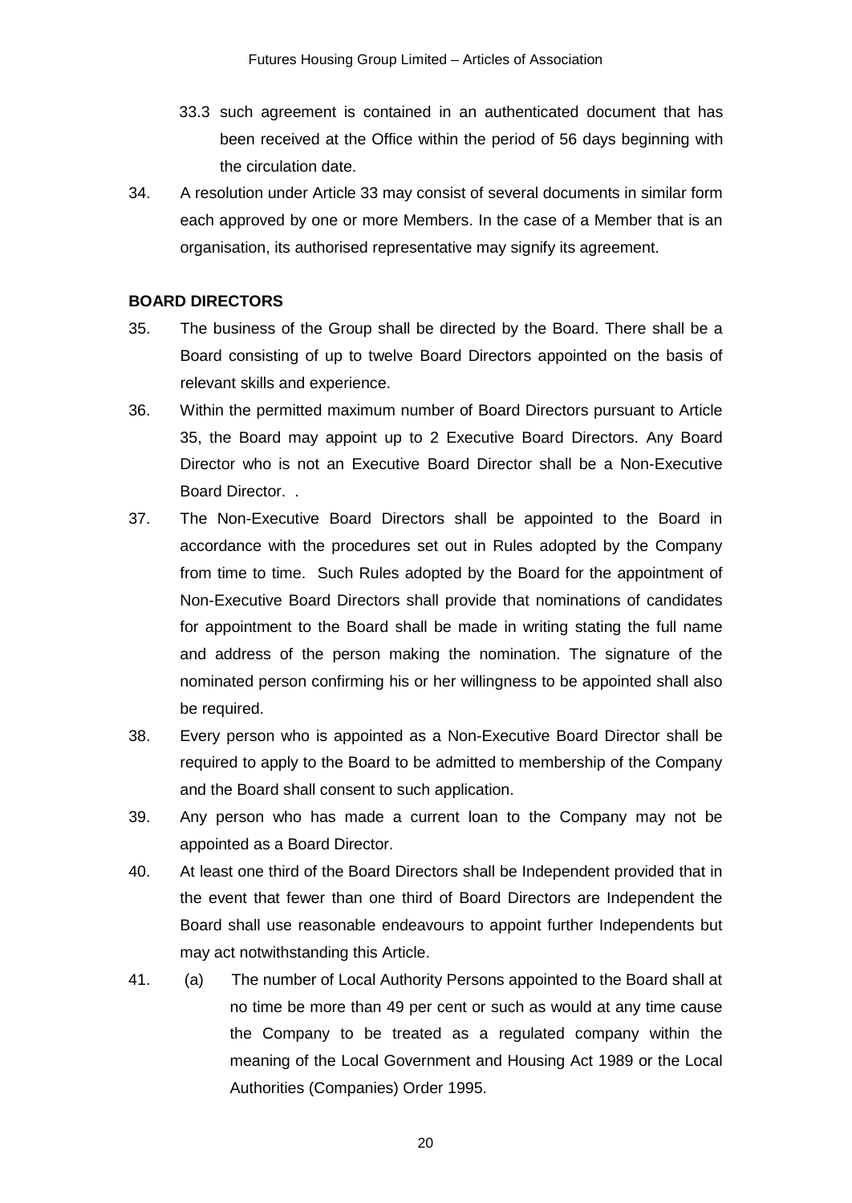33.3 such agreement is contained in an authenticated document that has been received at the Office within the period of 56 days beginning with the circulation date.

34. A resolution under Article 33 may consist of several documents in similar form each approved by one or more Members. In the case of a Member that is an organisation, its authorised representative may signify its agreement.

**BOARD DIRECTORS**

35. The business of the Group shall be directed by the Board. There shall be a Board consisting of up to twelve Board Directors appointed on the basis of relevant skills and experience.

36. Within the permitted maximum number of Board Directors pursuant to Article 35, the Board may appoint up to 2 Executive Board Directors. Any Board Director who is not an Executive Board Director shall be a Non-Executive Board Director. .

37. The Non-Executive Board Directors shall be appointed to the Board in accordance with the procedures set out in Rules adopted by the Company from time to time. Such Rules adopted by the Board for the appointment of Non-Executive Board Directors shall provide that nominations of candidates for appointment to the Board shall be made in writing stating the full name and address of the person making the nomination. The signature of the nominated person confirming his or her willingness to be appointed shall also be required.

38. Every person who is appointed as a Non-Executive Board Director shall be required to apply to the Board to be admitted to membership of the Company and the Board shall consent to such application.

39. Any person who has made a current loan to the Company may not be appointed as a Board Director.

40. At least one third of the Board Directors shall be Independent provided that in the event that fewer than one third of Board Directors are Independent the Board shall use reasonable endeavours to appoint further Independents but may act notwithstanding this Article.

41. (a) The number of Local Authority Persons appointed to the Board shall at no time be more than 49 per cent or such as would at any time cause the Company to be treated as a regulated company within the meaning of the Local Government and Housing Act 1989 or the Local Authorities (Companies) Order 1995.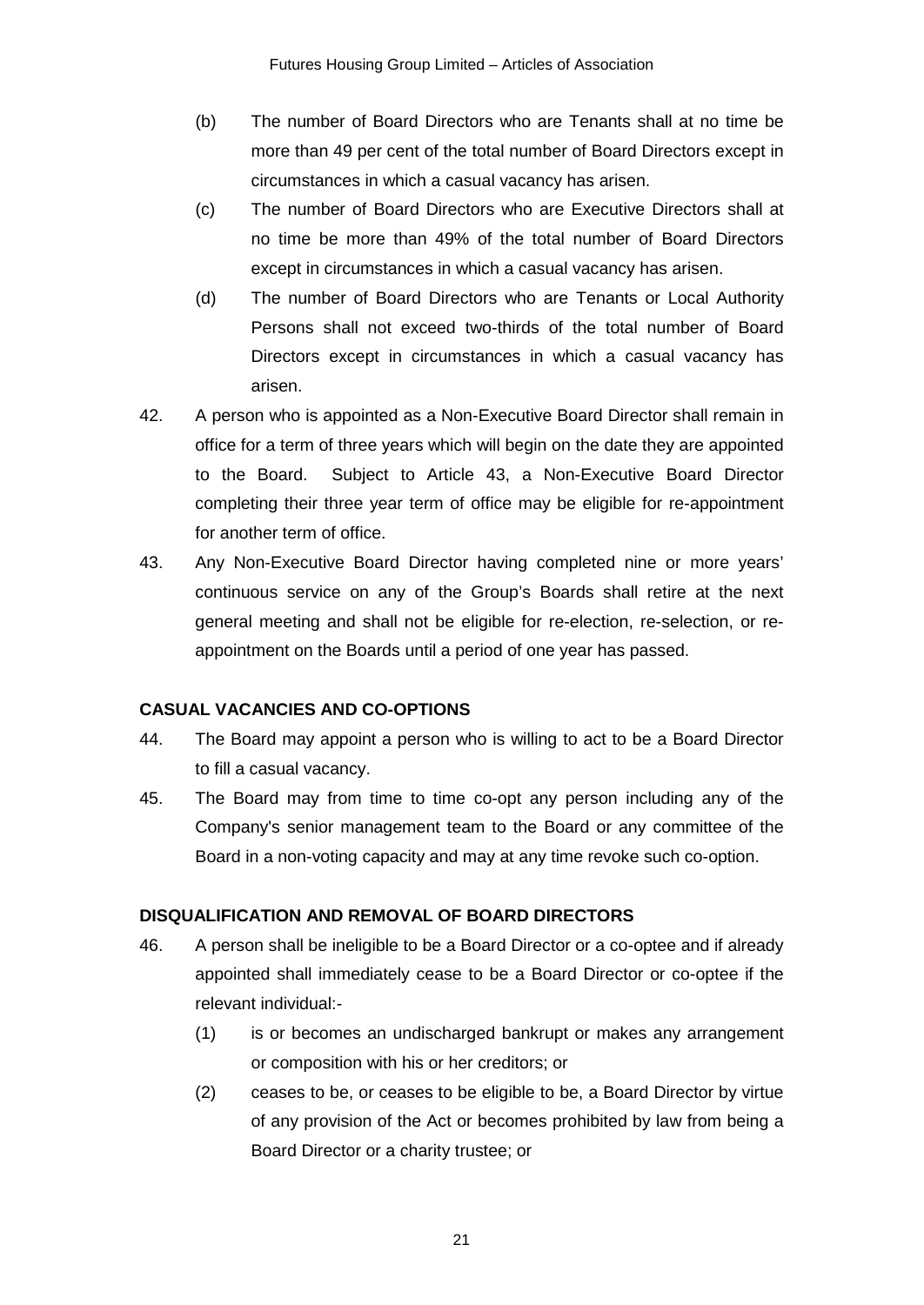(b) The number of Board Directors who are Tenants shall at no time be more than 49 per cent of the total number of Board Directors except in circumstances in which a casual vacancy has arisen.

(c) The number of Board Directors who are Executive Directors shall at no time be more than 49% of the total number of Board Directors except in circumstances in which a casual vacancy has arisen.

(d) The number of Board Directors who are Tenants or Local Authority Persons shall not exceed two-thirds of the total number of Board Directors except in circumstances in which a casual vacancy has arisen.

42. A person who is appointed as a Non-Executive Board Director shall remain in office for a term of three years which will begin on the date they are appointed to the Board. Subject to Article 43, a Non-Executive Board Director completing their three year term of office may be eligible for re-appointment for another term of office.

43. Any Non-Executive Board Director having completed nine or more years' continuous service on any of the Group's Boards shall retire at the next general meeting and shall not be eligible for re-election, re-selection, or re-appointment on the Boards until a period of one year has passed.

**CASUAL VACANCIES AND CO-OPTIONS**

44. The Board may appoint a person who is willing to act to be a Board Director to fill a casual vacancy.

45. The Board may from time to time co-opt any person including any of the Company's senior management team to the Board or any committee of the Board in a non-voting capacity and may at any time revoke such co-option.

**DISQUALIFICATION AND REMOVAL OF BOARD DIRECTORS**

46. A person shall be ineligible to be a Board Director or a co-optee and if already appointed shall immediately cease to be a Board Director or co-optee if the relevant individual:-

(1) is or becomes an undischarged bankrupt or makes any arrangement or composition with his or her creditors; or

(2) ceases to be, or ceases to be eligible to be, a Board Director by virtue of any provision of the Act or becomes prohibited by law from being a Board Director or a charity trustee; or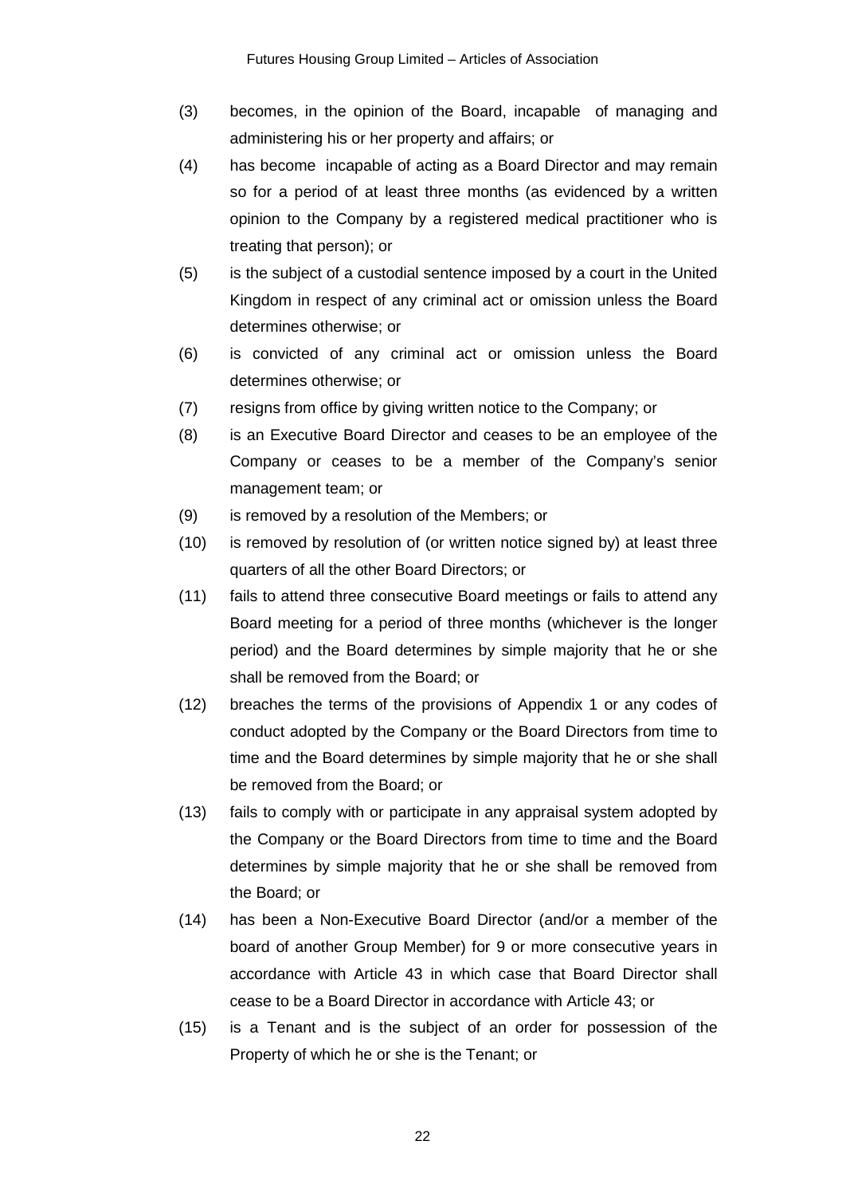(3) becomes, in the opinion of the Board, incapable of managing and administering his or her property and affairs; or

(4) has become incapable of acting as a Board Director and may remain so for a period of at least three months (as evidenced by a written opinion to the Company by a registered medical practitioner who is treating that person); or

(5) is the subject of a custodial sentence imposed by a court in the United Kingdom in respect of any criminal act or omission unless the Board determines otherwise; or

(6) is convicted of any criminal act or omission unless the Board determines otherwise; or

(7) resigns from office by giving written notice to the Company; or

(8) is an Executive Board Director and ceases to be an employee of the Company or ceases to be a member of the Company's senior management team; or

(9) is removed by a resolution of the Members; or

(10) is removed by resolution of (or written notice signed by) at least three quarters of all the other Board Directors; or

(11) fails to attend three consecutive Board meetings or fails to attend any Board meeting for a period of three months (whichever is the longer period) and the Board determines by simple majority that he or she shall be removed from the Board; or

(12) breaches the terms of the provisions of Appendix 1 or any codes of conduct adopted by the Company or the Board Directors from time to time and the Board determines by simple majority that he or she shall be removed from the Board; or

(13) fails to comply with or participate in any appraisal system adopted by the Company or the Board Directors from time to time and the Board determines by simple majority that he or she shall be removed from the Board; or

(14) has been a Non-Executive Board Director (and/or a member of the board of another Group Member) for 9 or more consecutive years in accordance with Article 43 in which case that Board Director shall cease to be a Board Director in accordance with Article 43; or

(15) is a Tenant and is the subject of an order for possession of the Property of which he or she is the Tenant; or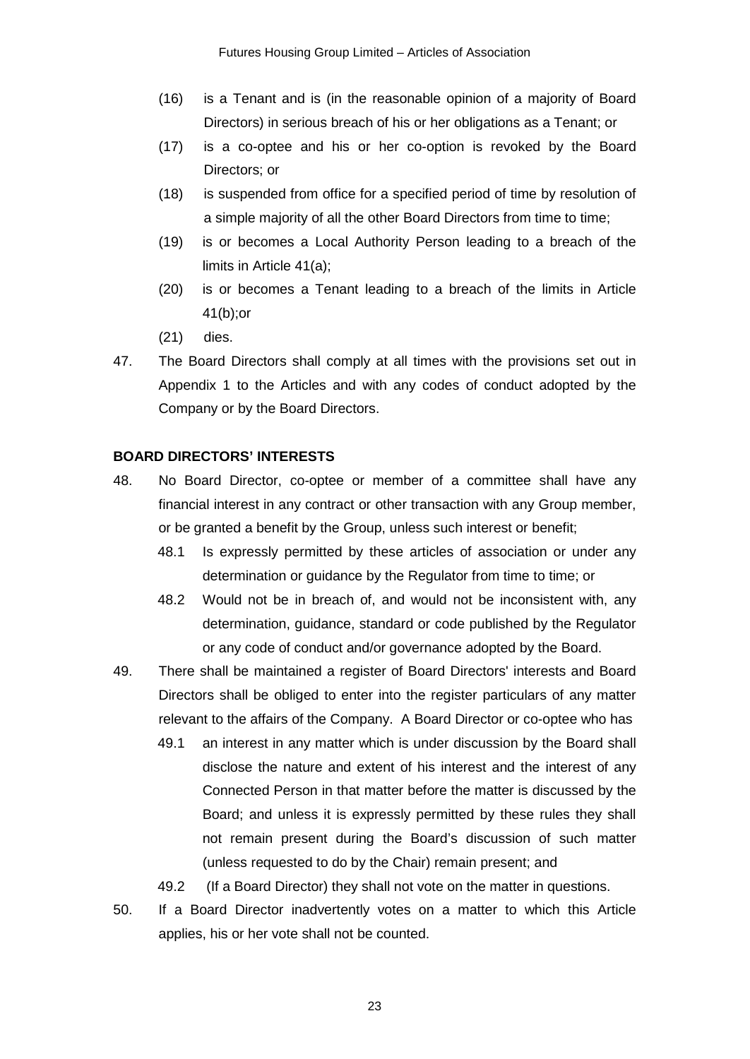(16) is a Tenant and is (in the reasonable opinion of a majority of Board Directors) in serious breach of his or her obligations as a Tenant; or

(17) is a co-optee and his or her co-option is revoked by the Board Directors; or

(18) is suspended from office for a specified period of time by resolution of a simple majority of all the other Board Directors from time to time;

(19) is or becomes a Local Authority Person leading to a breach of the limits in Article 41(a);

(20) is or becomes a Tenant leading to a breach of the limits in Article 41(b);or

(21) dies.

47. The Board Directors shall comply at all times with the provisions set out in Appendix 1 to the Articles and with any codes of conduct adopted by the Company or by the Board Directors.

**BOARD DIRECTORS' INTERESTS**

48. No Board Director, co-optee or member of a committee shall have any financial interest in any contract or other transaction with any Group member, or be granted a benefit by the Group, unless such interest or benefit;

 48.1 Is expressly permitted by these articles of association or under any determination or guidance by the Regulator from time to time; or

 48.2 Would not be in breach of, and would not be inconsistent with, any determination, guidance, standard or code published by the Regulator or any code of conduct and/or governance adopted by the Board.

49. There shall be maintained a register of Board Directors' interests and Board Directors shall be obliged to enter into the register particulars of any matter relevant to the affairs of the Company. A Board Director or co-optee who has

 49.1 an interest in any matter which is under discussion by the Board shall disclose the nature and extent of his interest and the interest of any Connected Person in that matter before the matter is discussed by the Board; and unless it is expressly permitted by these rules they shall not remain present during the Board's discussion of such matter (unless requested to do by the Chair) remain present; and

 49.2 (If a Board Director) they shall not vote on the matter in questions.

50. If a Board Director inadvertently votes on a matter to which this Article applies, his or her vote shall not be counted.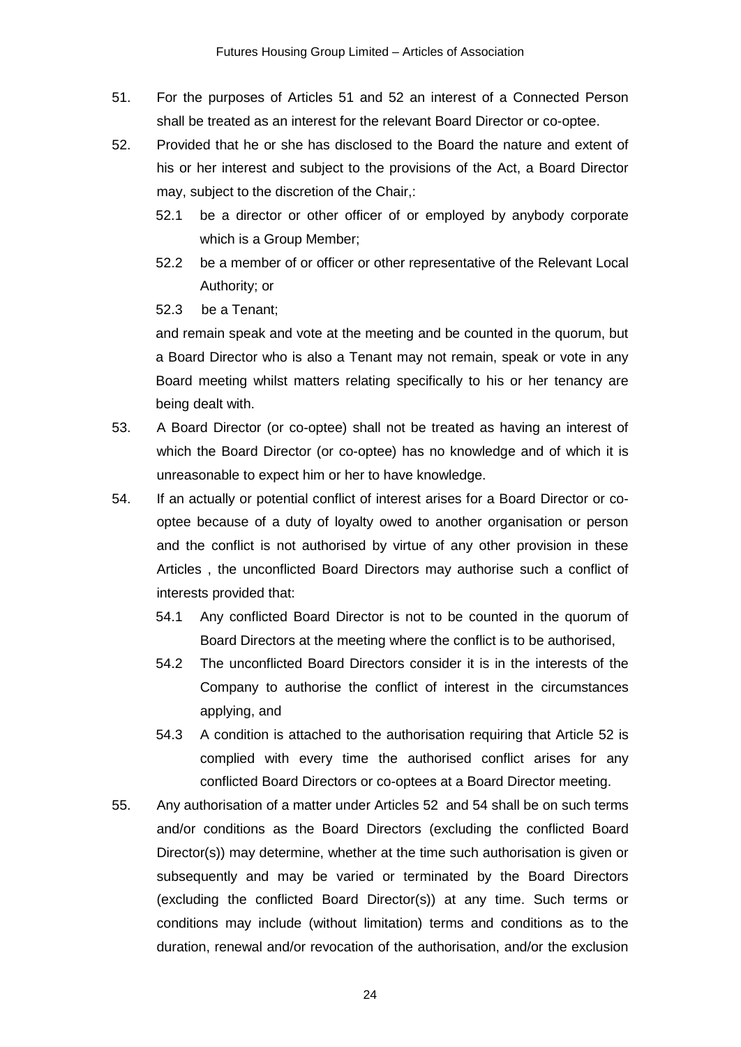51. For the purposes of Articles 51 and 52 an interest of a Connected Person shall be treated as an interest for the relevant Board Director or co-optee.

52. Provided that he or she has disclosed to the Board the nature and extent of his or her interest and subject to the provisions of the Act, a Board Director may, subject to the discretion of the Chair,:

    52.1 be a director or other officer of or employed by anybody corporate which is a Group Member;

    52.2 be a member of or officer or other representative of the Relevant Local Authority; or

    52.3 be a Tenant;

    and remain speak and vote at the meeting and be counted in the quorum, but a Board Director who is also a Tenant may not remain, speak or vote in any Board meeting whilst matters relating specifically to his or her tenancy are being dealt with.

53. A Board Director (or co-optee) shall not be treated as having an interest of which the Board Director (or co-optee) has no knowledge and of which it is unreasonable to expect him or her to have knowledge.

54. If an actually or potential conflict of interest arises for a Board Director or co-optee because of a duty of loyalty owed to another organisation or person and the conflict is not authorised by virtue of any other provision in these Articles , the unconflicted Board Directors may authorise such a conflict of interests provided that:

    54.1 Any conflicted Board Director is not to be counted in the quorum of Board Directors at the meeting where the conflict is to be authorised,

    54.2 The unconflicted Board Directors consider it is in the interests of the Company to authorise the conflict of interest in the circumstances applying, and

    54.3 A condition is attached to the authorisation requiring that Article 52 is complied with every time the authorised conflict arises for any conflicted Board Directors or co-optees at a Board Director meeting.

55. Any authorisation of a matter under Articles 52 and 54 shall be on such terms and/or conditions as the Board Directors (excluding the conflicted Board Director(s)) may determine, whether at the time such authorisation is given or subsequently and may be varied or terminated by the Board Directors (excluding the conflicted Board Director(s)) at any time. Such terms or conditions may include (without limitation) terms and conditions as to the duration, renewal and/or revocation of the authorisation, and/or the exclusion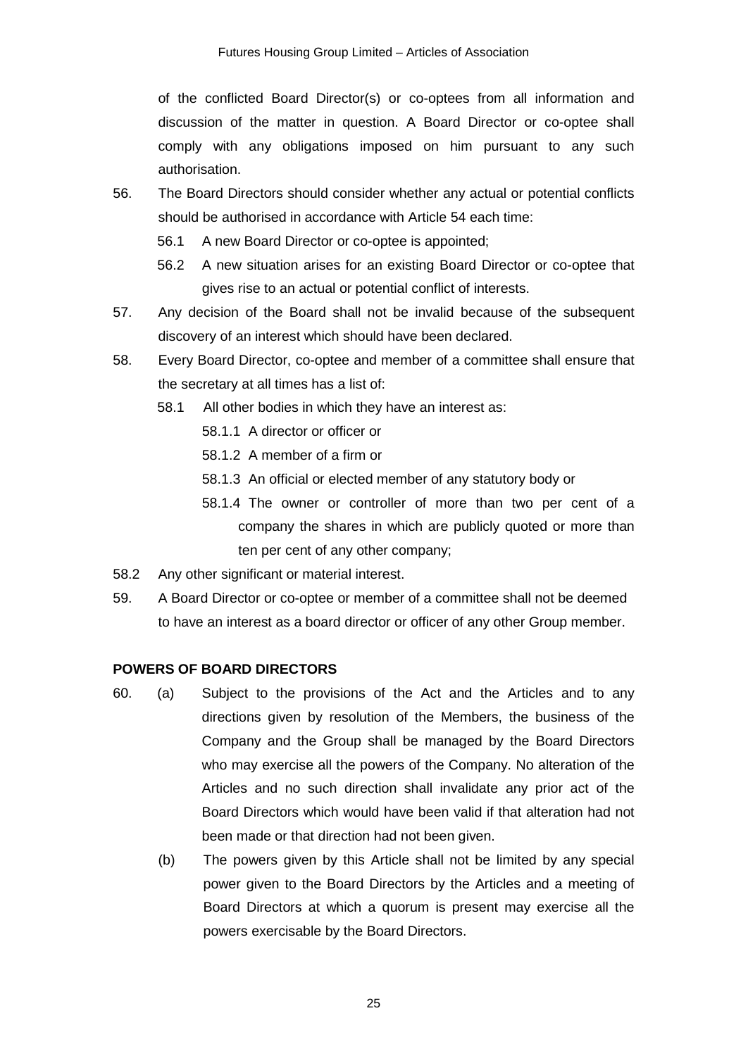of the conflicted Board Director(s) or co-optees from all information and discussion of the matter in question. A Board Director or co-optee shall comply with any obligations imposed on him pursuant to any such authorisation.

56. The Board Directors should consider whether any actual or potential conflicts should be authorised in accordance with Article 54 each time:

    56.1 A new Board Director or co-optee is appointed;

    56.2 A new situation arises for an existing Board Director or co-optee that gives rise to an actual or potential conflict of interests.

57. Any decision of the Board shall not be invalid because of the subsequent discovery of an interest which should have been declared.

58. Every Board Director, co-optee and member of a committee shall ensure that the secretary at all times has a list of:

    58.1 All other bodies in which they have an interest as:

        58.1.1 A director or officer or

        58.1.2 A member of a firm or

        58.1.3 An official or elected member of any statutory body or

        58.1.4 The owner or controller of more than two per cent of a company the shares in which are publicly quoted or more than ten per cent of any other company;

58.2 Any other significant or material interest.

59. A Board Director or co-optee or member of a committee shall not be deemed to have an interest as a board director or officer of any other Group member.

**POWERS OF BOARD DIRECTORS**

60. (a) Subject to the provisions of the Act and the Articles and to any directions given by resolution of the Members, the business of the Company and the Group shall be managed by the Board Directors who may exercise all the powers of the Company. No alteration of the Articles and no such direction shall invalidate any prior act of the Board Directors which would have been valid if that alteration had not been made or that direction had not been given.

    (b) The powers given by this Article shall not be limited by any special power given to the Board Directors by the Articles and a meeting of Board Directors at which a quorum is present may exercise all the powers exercisable by the Board Directors.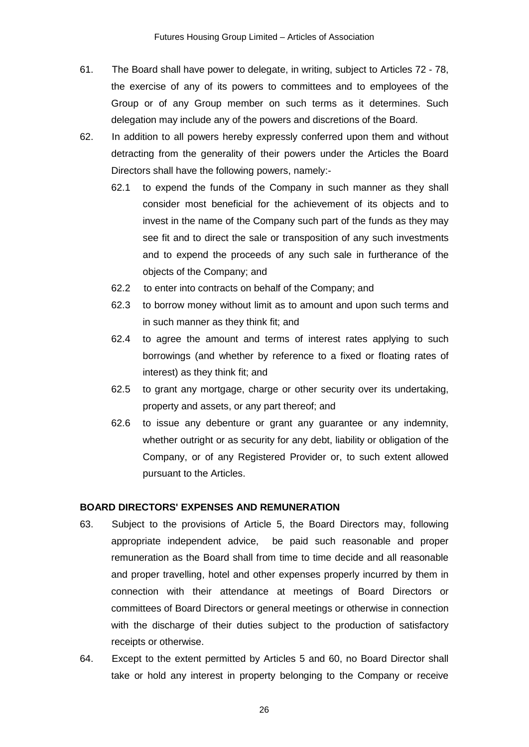61. The Board shall have power to delegate, in writing, subject to Articles 72 - 78, the exercise of any of its powers to committees and to employees of the Group or of any Group member on such terms as it determines. Such delegation may include any of the powers and discretions of the Board.

62. In addition to all powers hereby expressly conferred upon them and without detracting from the generality of their powers under the Articles the Board Directors shall have the following powers, namely:-

    62.1 to expend the funds of the Company in such manner as they shall consider most beneficial for the achievement of its objects and to invest in the name of the Company such part of the funds as they may see fit and to direct the sale or transposition of any such investments and to expend the proceeds of any such sale in furtherance of the objects of the Company; and

    62.2 to enter into contracts on behalf of the Company; and

    62.3 to borrow money without limit as to amount and upon such terms and in such manner as they think fit; and

    62.4 to agree the amount and terms of interest rates applying to such borrowings (and whether by reference to a fixed or floating rates of interest) as they think fit; and

    62.5 to grant any mortgage, charge or other security over its undertaking, property and assets, or any part thereof; and

    62.6 to issue any debenture or grant any guarantee or any indemnity, whether outright or as security for any debt, liability or obligation of the Company, or of any Registered Provider or, to such extent allowed pursuant to the Articles.

**BOARD DIRECTORS' EXPENSES AND REMUNERATION**

63. Subject to the provisions of Article 5, the Board Directors may, following appropriate independent advice, be paid such reasonable and proper remuneration as the Board shall from time to time decide and all reasonable and proper travelling, hotel and other expenses properly incurred by them in connection with their attendance at meetings of Board Directors or committees of Board Directors or general meetings or otherwise in connection with the discharge of their duties subject to the production of satisfactory receipts or otherwise.

64. Except to the extent permitted by Articles 5 and 60, no Board Director shall take or hold any interest in property belonging to the Company or receive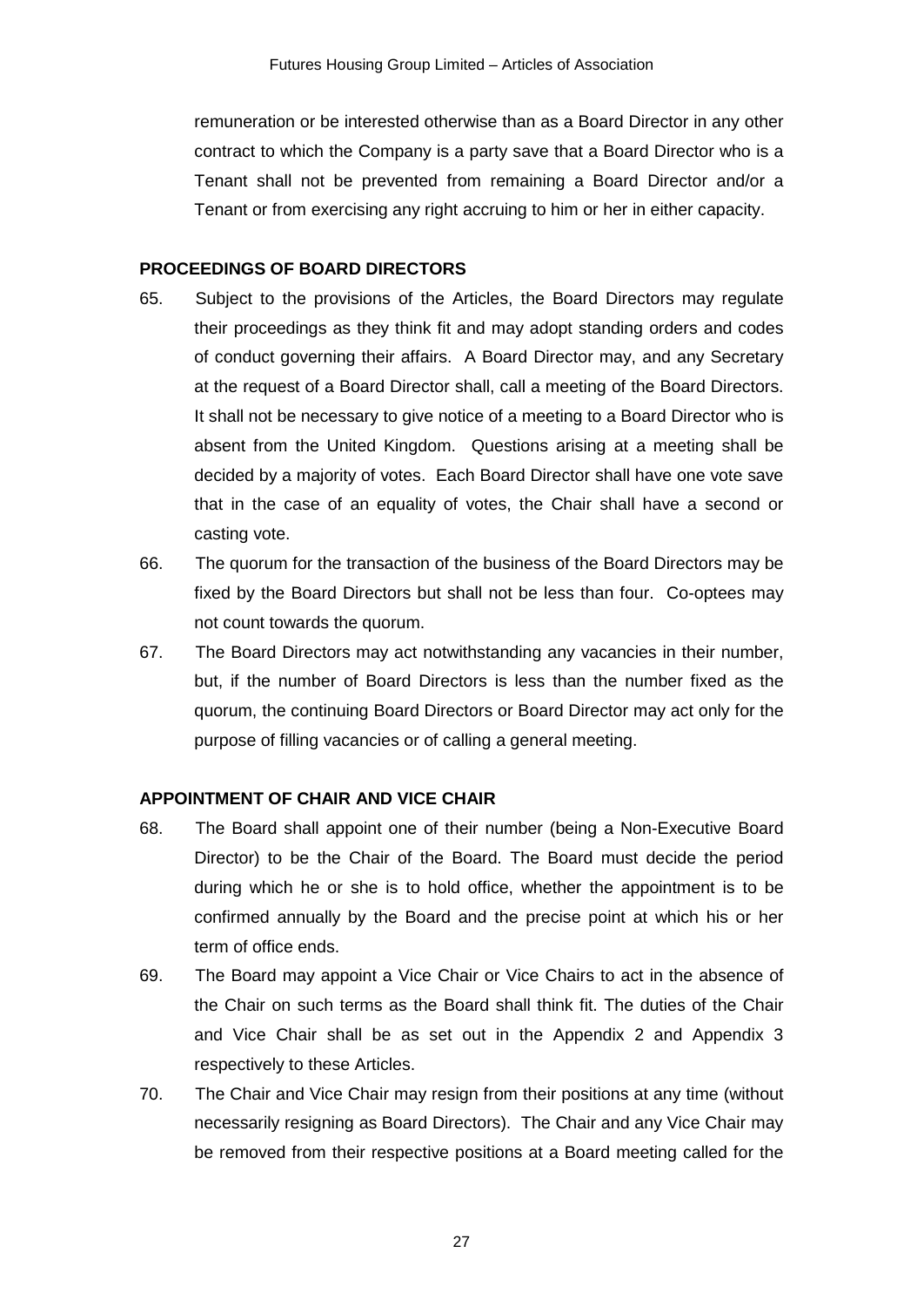remuneration or be interested otherwise than as a Board Director in any other contract to which the Company is a party save that a Board Director who is a Tenant shall not be prevented from remaining a Board Director and/or a Tenant or from exercising any right accruing to him or her in either capacity.

**PROCEEDINGS OF BOARD DIRECTORS**

65. Subject to the provisions of the Articles, the Board Directors may regulate their proceedings as they think fit and may adopt standing orders and codes of conduct governing their affairs. A Board Director may, and any Secretary at the request of a Board Director shall, call a meeting of the Board Directors. It shall not be necessary to give notice of a meeting to a Board Director who is absent from the United Kingdom. Questions arising at a meeting shall be decided by a majority of votes. Each Board Director shall have one vote save that in the case of an equality of votes, the Chair shall have a second or casting vote.

66. The quorum for the transaction of the business of the Board Directors may be fixed by the Board Directors but shall not be less than four. Co-optees may not count towards the quorum.

67. The Board Directors may act notwithstanding any vacancies in their number, but, if the number of Board Directors is less than the number fixed as the quorum, the continuing Board Directors or Board Director may act only for the purpose of filling vacancies or of calling a general meeting.

**APPOINTMENT OF CHAIR AND VICE CHAIR**

68. The Board shall appoint one of their number (being a Non-Executive Board Director) to be the Chair of the Board. The Board must decide the period during which he or she is to hold office, whether the appointment is to be confirmed annually by the Board and the precise point at which his or her term of office ends.

69. The Board may appoint a Vice Chair or Vice Chairs to act in the absence of the Chair on such terms as the Board shall think fit. The duties of the Chair and Vice Chair shall be as set out in the Appendix 2 and Appendix 3 respectively to these Articles.

70. The Chair and Vice Chair may resign from their positions at any time (without necessarily resigning as Board Directors). The Chair and any Vice Chair may be removed from their respective positions at a Board meeting called for the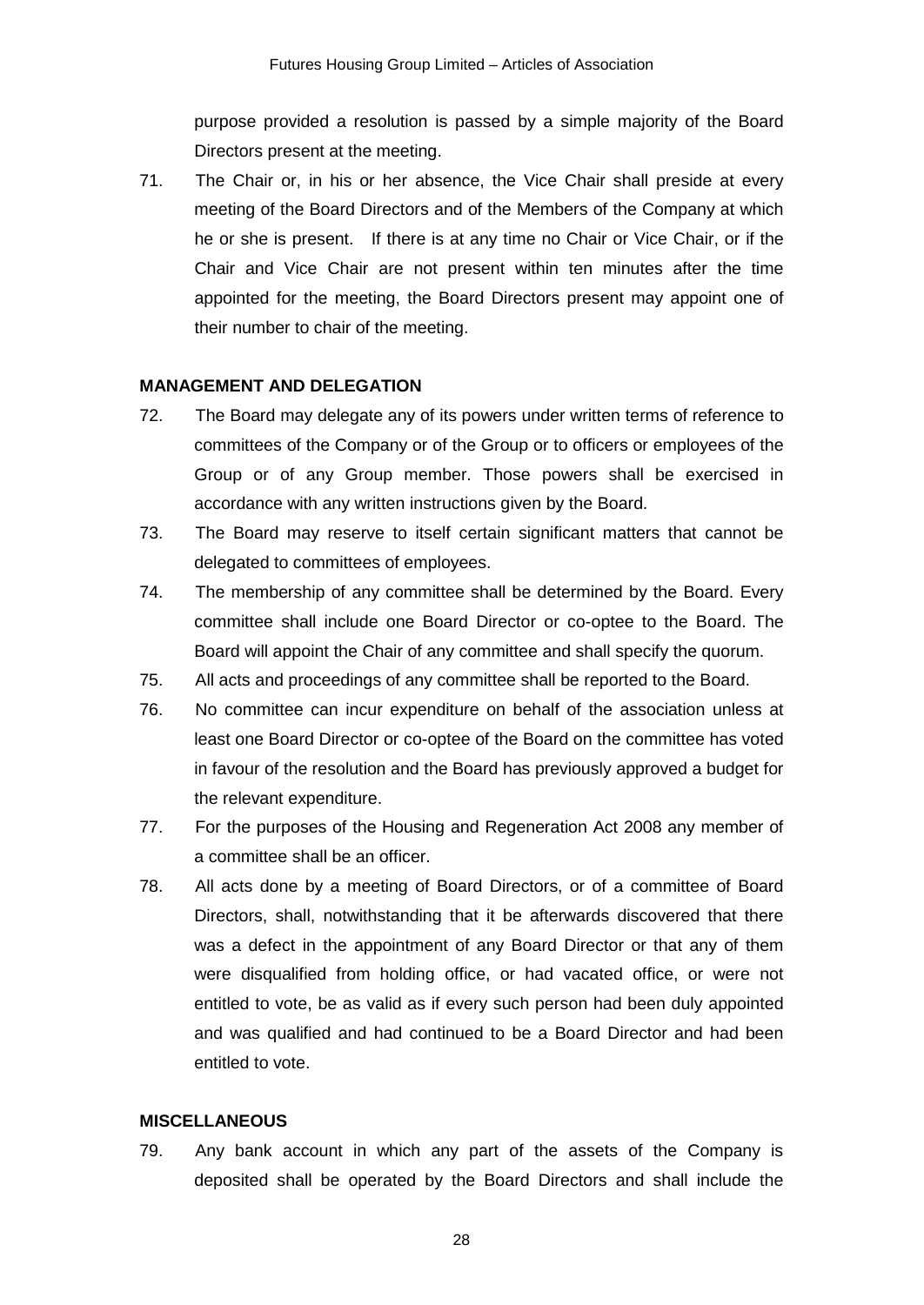purpose provided a resolution is passed by a simple majority of the Board Directors present at the meeting.

71. The Chair or, in his or her absence, the Vice Chair shall preside at every meeting of the Board Directors and of the Members of the Company at which he or she is present. If there is at any time no Chair or Vice Chair, or if the Chair and Vice Chair are not present within ten minutes after the time appointed for the meeting, the Board Directors present may appoint one of their number to chair of the meeting.

**MANAGEMENT AND DELEGATION**

72. The Board may delegate any of its powers under written terms of reference to committees of the Company or of the Group or to officers or employees of the Group or of any Group member. Those powers shall be exercised in accordance with any written instructions given by the Board.

73. The Board may reserve to itself certain significant matters that cannot be delegated to committees of employees.

74. The membership of any committee shall be determined by the Board. Every committee shall include one Board Director or co-optee to the Board. The Board will appoint the Chair of any committee and shall specify the quorum.

75. All acts and proceedings of any committee shall be reported to the Board.

76. No committee can incur expenditure on behalf of the association unless at least one Board Director or co-optee of the Board on the committee has voted in favour of the resolution and the Board has previously approved a budget for the relevant expenditure.

77. For the purposes of the Housing and Regeneration Act 2008 any member of a committee shall be an officer.

78. All acts done by a meeting of Board Directors, or of a committee of Board Directors, shall, notwithstanding that it be afterwards discovered that there was a defect in the appointment of any Board Director or that any of them were disqualified from holding office, or had vacated office, or were not entitled to vote, be as valid as if every such person had been duly appointed and was qualified and had continued to be a Board Director and had been entitled to vote.

**MISCELLANEOUS**

79. Any bank account in which any part of the assets of the Company is deposited shall be operated by the Board Directors and shall include the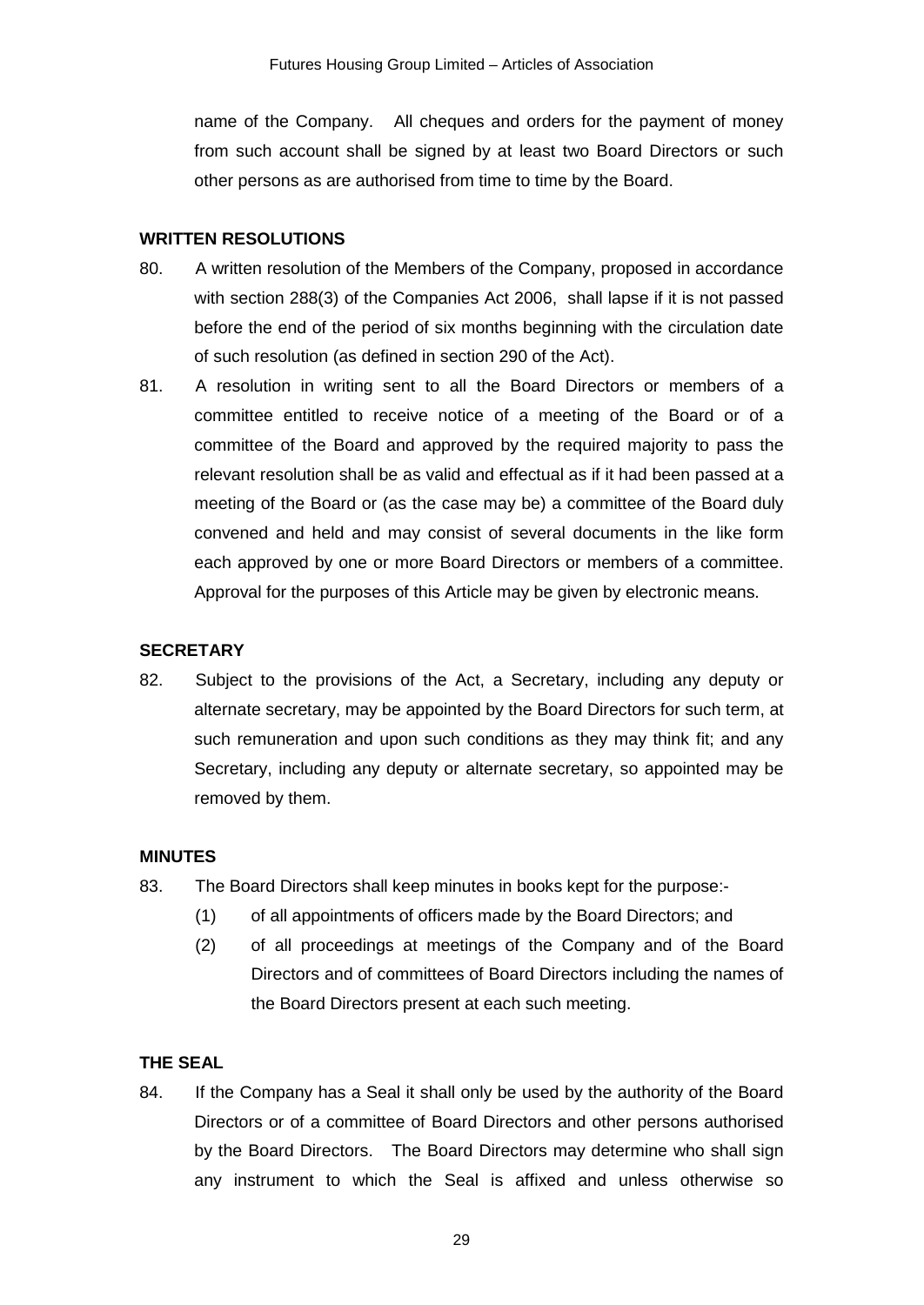name of the Company. All cheques and orders for the payment of money from such account shall be signed by at least two Board Directors or such other persons as are authorised from time to time by the Board.

**WRITTEN RESOLUTIONS**

80. A written resolution of the Members of the Company, proposed in accordance with section 288(3) of the Companies Act 2006, shall lapse if it is not passed before the end of the period of six months beginning with the circulation date of such resolution (as defined in section 290 of the Act).

81. A resolution in writing sent to all the Board Directors or members of a committee entitled to receive notice of a meeting of the Board or of a committee of the Board and approved by the required majority to pass the relevant resolution shall be as valid and effectual as if it had been passed at a meeting of the Board or (as the case may be) a committee of the Board duly convened and held and may consist of several documents in the like form each approved by one or more Board Directors or members of a committee. Approval for the purposes of this Article may be given by electronic means.

**SECRETARY**

82. Subject to the provisions of the Act, a Secretary, including any deputy or alternate secretary, may be appointed by the Board Directors for such term, at such remuneration and upon such conditions as they may think fit; and any Secretary, including any deputy or alternate secretary, so appointed may be removed by them.

**MINUTES**

83. The Board Directors shall keep minutes in books kept for the purpose:-

    (1) of all appointments of officers made by the Board Directors; and

    (2) of all proceedings at meetings of the Company and of the Board Directors and of committees of Board Directors including the names of the Board Directors present at each such meeting.

**THE SEAL**

84. If the Company has a Seal it shall only be used by the authority of the Board Directors or of a committee of Board Directors and other persons authorised by the Board Directors. The Board Directors may determine who shall sign any instrument to which the Seal is affixed and unless otherwise so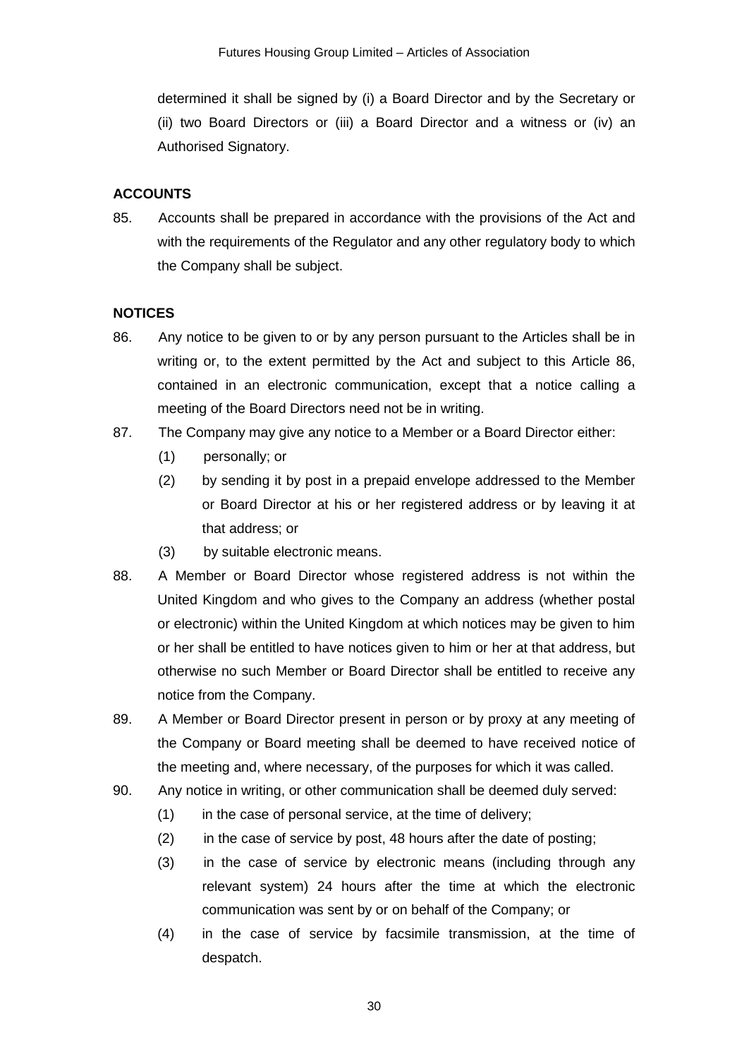determined it shall be signed by (i) a Board Director and by the Secretary or (ii) two Board Directors or (iii) a Board Director and a witness or (iv) an Authorised Signatory.

**ACCOUNTS**

85. Accounts shall be prepared in accordance with the provisions of the Act and with the requirements of the Regulator and any other regulatory body to which the Company shall be subject.

**NOTICES**

86. Any notice to be given to or by any person pursuant to the Articles shall be in writing or, to the extent permitted by the Act and subject to this Article 86, contained in an electronic communication, except that a notice calling a meeting of the Board Directors need not be in writing.

87. The Company may give any notice to a Member or a Board Director either:

    (1) personally; or

    (2) by sending it by post in a prepaid envelope addressed to the Member or Board Director at his or her registered address or by leaving it at that address; or

    (3) by suitable electronic means.

88. A Member or Board Director whose registered address is not within the United Kingdom and who gives to the Company an address (whether postal or electronic) within the United Kingdom at which notices may be given to him or her shall be entitled to have notices given to him or her at that address, but otherwise no such Member or Board Director shall be entitled to receive any notice from the Company.

89. A Member or Board Director present in person or by proxy at any meeting of the Company or Board meeting shall be deemed to have received notice of the meeting and, where necessary, of the purposes for which it was called.

90. Any notice in writing, or other communication shall be deemed duly served:

    (1) in the case of personal service, at the time of delivery;

    (2) in the case of service by post, 48 hours after the date of posting;

    (3) in the case of service by electronic means (including through any relevant system) 24 hours after the time at which the electronic communication was sent by or on behalf of the Company; or

    (4) in the case of service by facsimile transmission, at the time of despatch.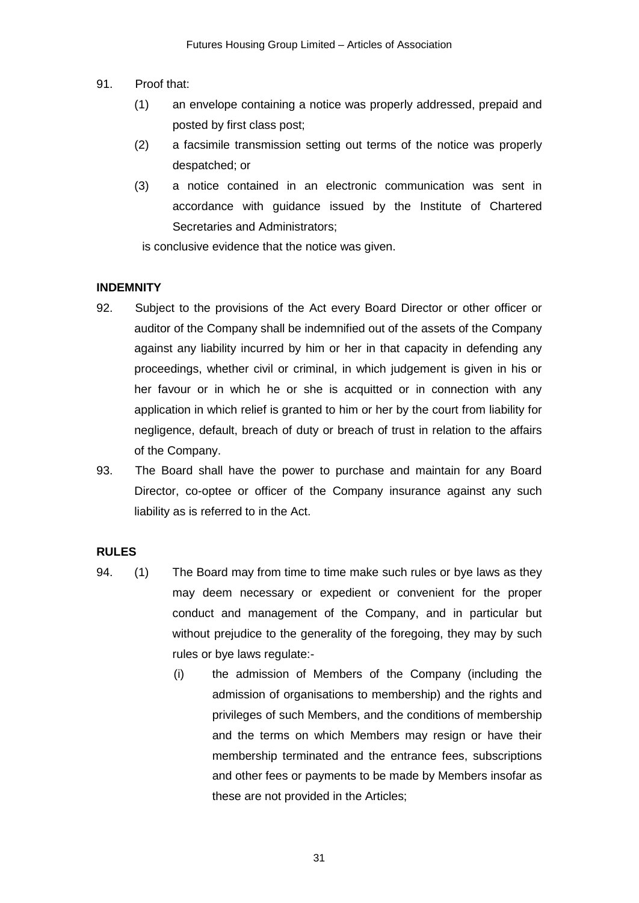91. Proof that:

    (1) an envelope containing a notice was properly addressed, prepaid and posted by first class post;

    (2) a facsimile transmission setting out terms of the notice was properly despatched; or

    (3) a notice contained in an electronic communication was sent in accordance with guidance issued by the Institute of Chartered Secretaries and Administrators;

    is conclusive evidence that the notice was given.

**INDEMNITY**

92. Subject to the provisions of the Act every Board Director or other officer or auditor of the Company shall be indemnified out of the assets of the Company against any liability incurred by him or her in that capacity in defending any proceedings, whether civil or criminal, in which judgement is given in his or her favour or in which he or she is acquitted or in connection with any application in which relief is granted to him or her by the court from liability for negligence, default, breach of duty or breach of trust in relation to the affairs of the Company.

93. The Board shall have the power to purchase and maintain for any Board Director, co-optee or officer of the Company insurance against any such liability as is referred to in the Act.

**RULES**

94. (1) The Board may from time to time make such rules or bye laws as they may deem necessary or expedient or convenient for the proper conduct and management of the Company, and in particular but without prejudice to the generality of the foregoing, they may by such rules or bye laws regulate:-

    (i) the admission of Members of the Company (including the admission of organisations to membership) and the rights and privileges of such Members, and the conditions of membership and the terms on which Members may resign or have their membership terminated and the entrance fees, subscriptions and other fees or payments to be made by Members insofar as these are not provided in the Articles;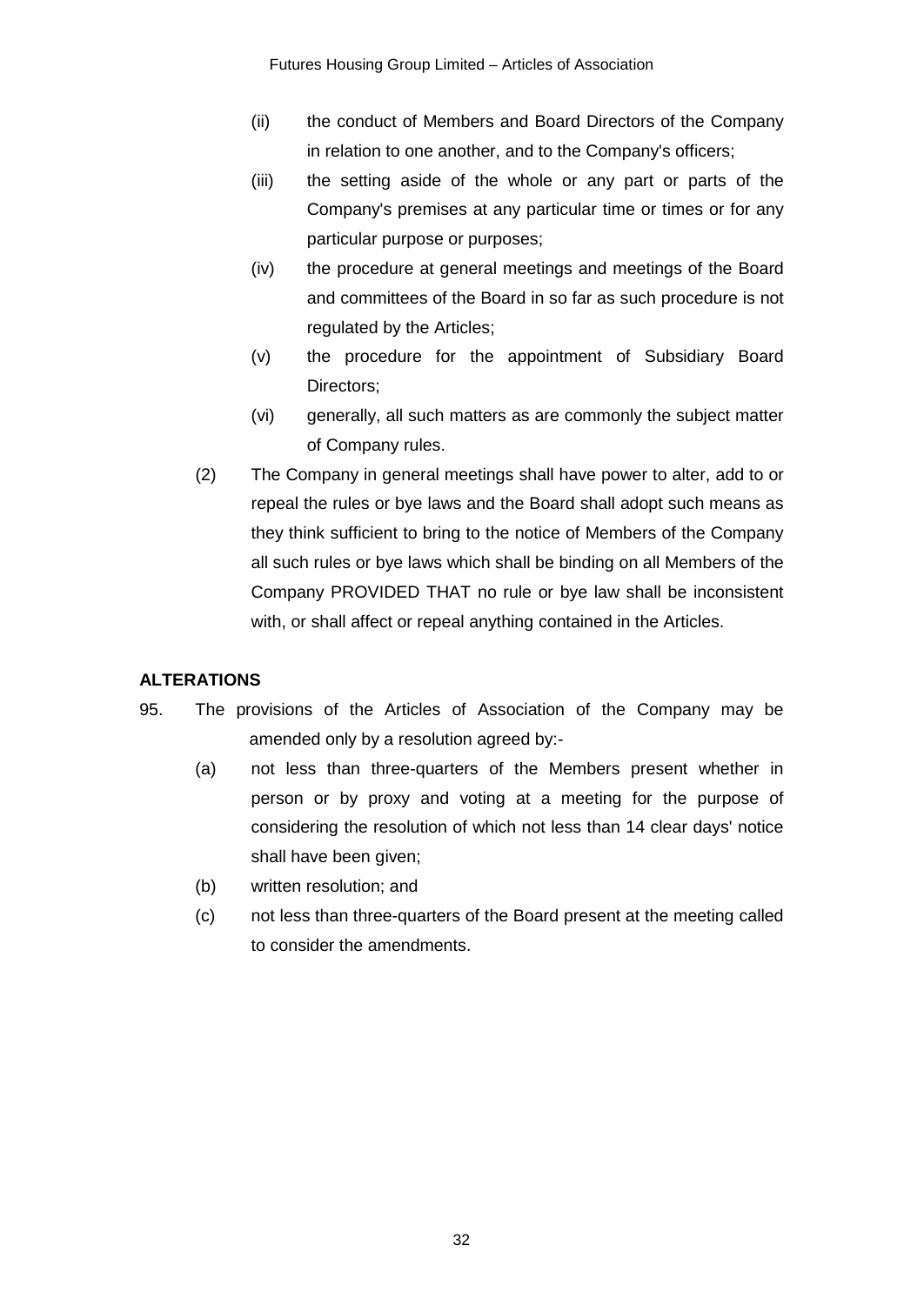(ii) the conduct of Members and Board Directors of the Company in relation to one another, and to the Company's officers;

(iii) the setting aside of the whole or any part or parts of the Company's premises at any particular time or times or for any particular purpose or purposes;

(iv) the procedure at general meetings and meetings of the Board and committees of the Board in so far as such procedure is not regulated by the Articles;

(v) the procedure for the appointment of Subsidiary Board Directors;

(vi) generally, all such matters as are commonly the subject matter of Company rules.

(2) The Company in general meetings shall have power to alter, add to or repeal the rules or bye laws and the Board shall adopt such means as they think sufficient to bring to the notice of Members of the Company all such rules or bye laws which shall be binding on all Members of the Company PROVIDED THAT no rule or bye law shall be inconsistent with, or shall affect or repeal anything contained in the Articles.

**ALTERATIONS**

95. The provisions of the Articles of Association of the Company may be amended only by a resolution agreed by:-

(a) not less than three-quarters of the Members present whether in person or by proxy and voting at a meeting for the purpose of considering the resolution of which not less than 14 clear days' notice shall have been given;

(b) written resolution; and

(c) not less than three-quarters of the Board present at the meeting called to consider the amendments.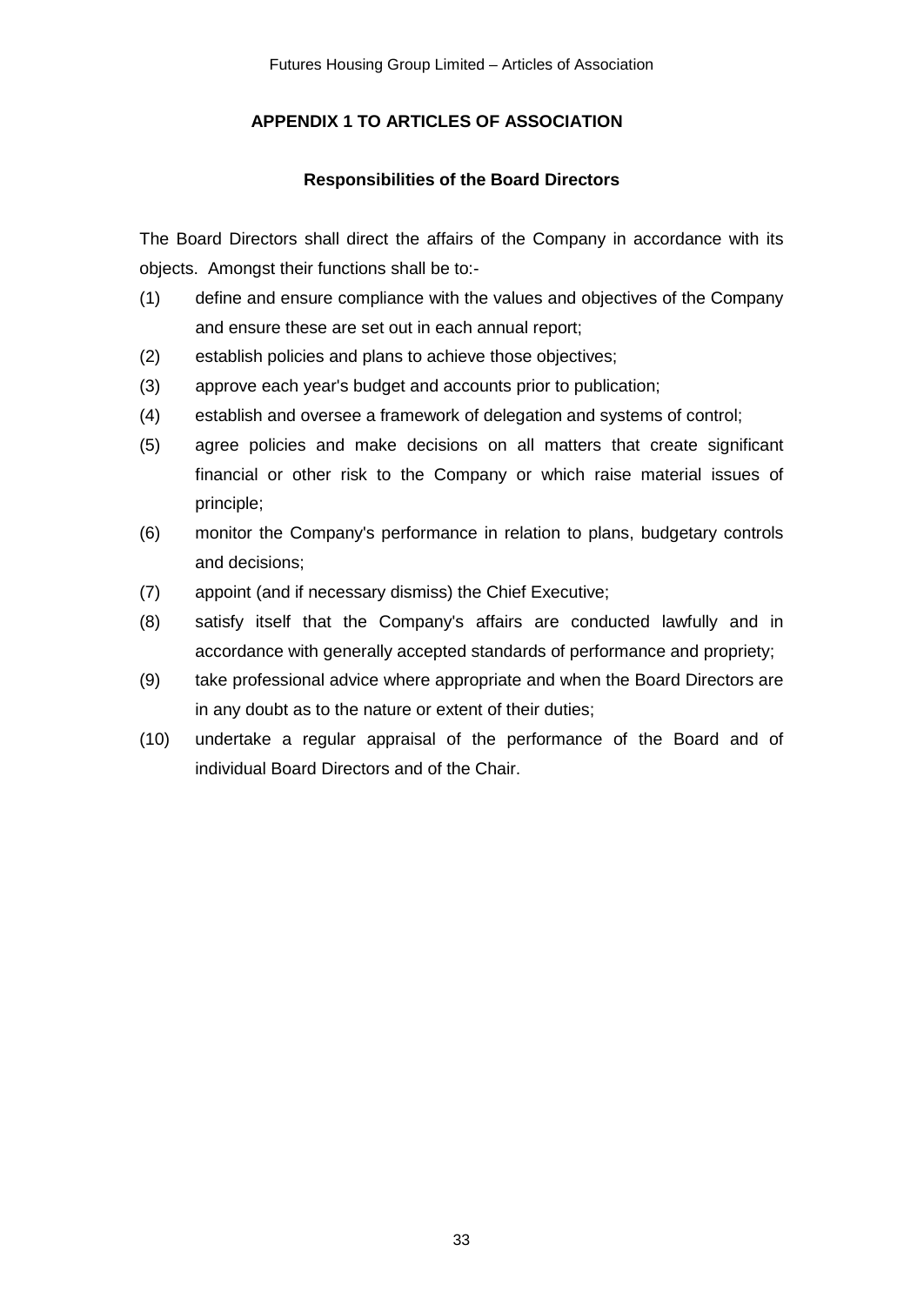## APPENDIX 1 TO ARTICLES OF ASSOCIATION

### Responsibilities of the Board Directors

The Board Directors shall direct the affairs of the Company in accordance with its objects. Amongst their functions shall be to:-

(1) define and ensure compliance with the values and objectives of the Company and ensure these are set out in each annual report;

(2) establish policies and plans to achieve those objectives;

(3) approve each year's budget and accounts prior to publication;

(4) establish and oversee a framework of delegation and systems of control;

(5) agree policies and make decisions on all matters that create significant financial or other risk to the Company or which raise material issues of principle;

(6) monitor the Company's performance in relation to plans, budgetary controls and decisions;

(7) appoint (and if necessary dismiss) the Chief Executive;

(8) satisfy itself that the Company's affairs are conducted lawfully and in accordance with generally accepted standards of performance and propriety;

(9) take professional advice where appropriate and when the Board Directors are in any doubt as to the nature or extent of their duties;

(10) undertake a regular appraisal of the performance of the Board and of individual Board Directors and of the Chair.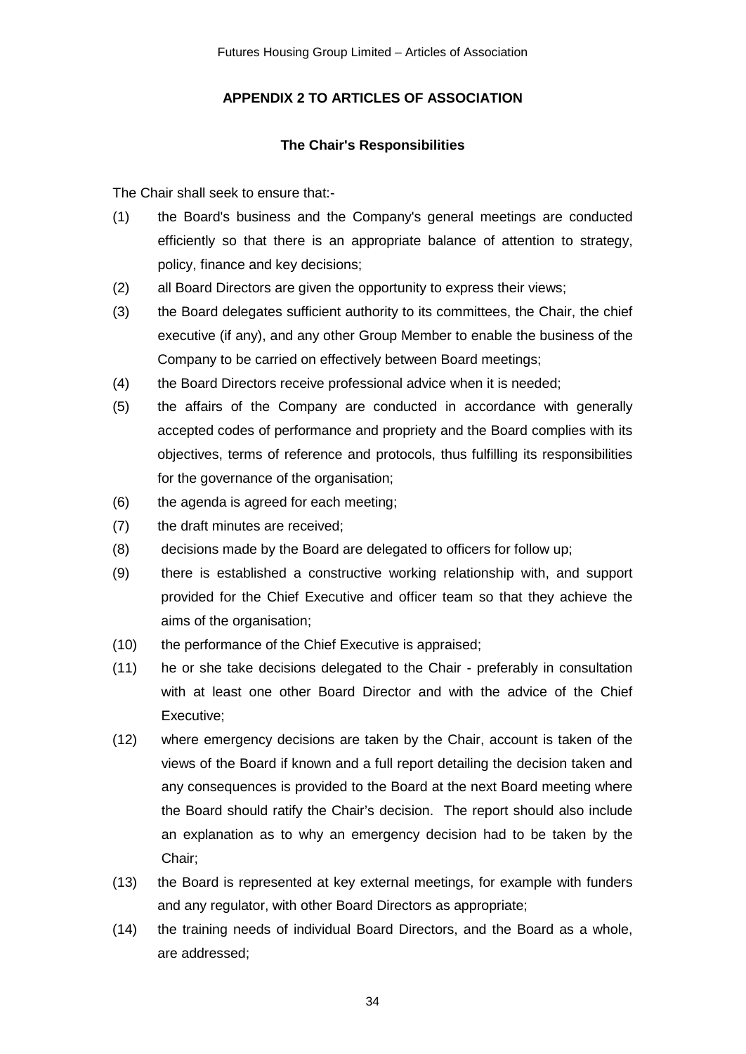## APPENDIX 2 TO ARTICLES OF ASSOCIATION

### The Chair's Responsibilities

The Chair shall seek to ensure that:-

(1) the Board's business and the Company's general meetings are conducted efficiently so that there is an appropriate balance of attention to strategy, policy, finance and key decisions;

(2) all Board Directors are given the opportunity to express their views;

(3) the Board delegates sufficient authority to its committees, the Chair, the chief executive (if any), and any other Group Member to enable the business of the Company to be carried on effectively between Board meetings;

(4) the Board Directors receive professional advice when it is needed;

(5) the affairs of the Company are conducted in accordance with generally accepted codes of performance and propriety and the Board complies with its objectives, terms of reference and protocols, thus fulfilling its responsibilities for the governance of the organisation;

(6) the agenda is agreed for each meeting;

(7) the draft minutes are received;

(8) decisions made by the Board are delegated to officers for follow up;

(9) there is established a constructive working relationship with, and support provided for the Chief Executive and officer team so that they achieve the aims of the organisation;

(10) the performance of the Chief Executive is appraised;

(11) he or she take decisions delegated to the Chair - preferably in consultation with at least one other Board Director and with the advice of the Chief Executive;

(12) where emergency decisions are taken by the Chair, account is taken of the views of the Board if known and a full report detailing the decision taken and any consequences is provided to the Board at the next Board meeting where the Board should ratify the Chair's decision. The report should also include an explanation as to why an emergency decision had to be taken by the Chair;

(13) the Board is represented at key external meetings, for example with funders and any regulator, with other Board Directors as appropriate;

(14) the training needs of individual Board Directors, and the Board as a whole, are addressed;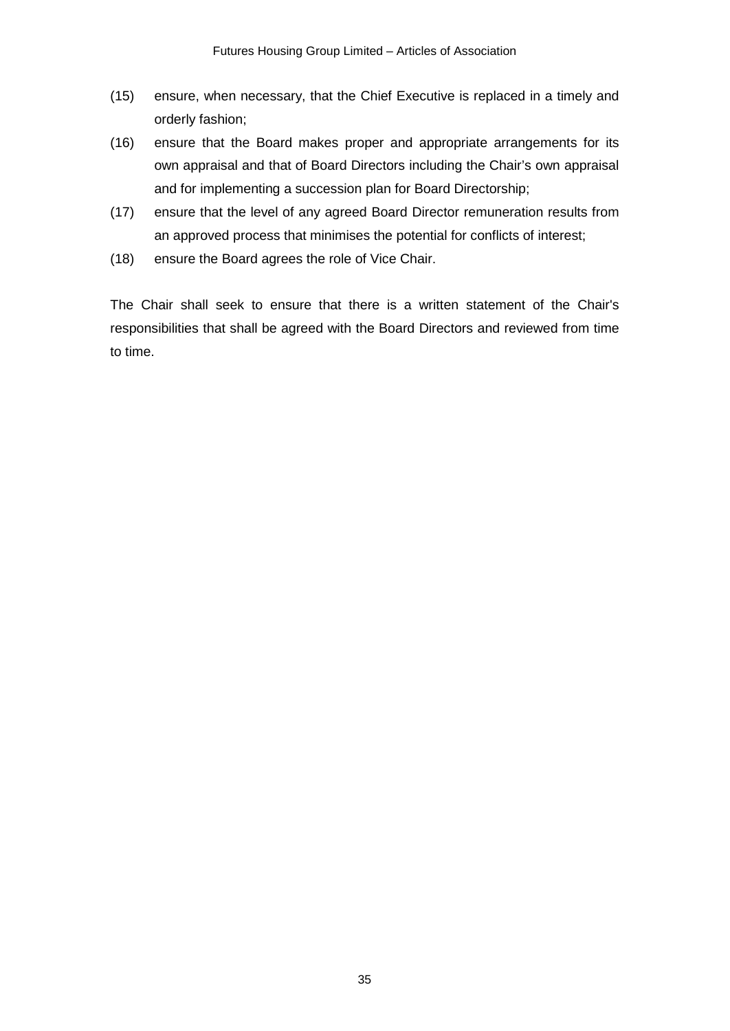(15) ensure, when necessary, that the Chief Executive is replaced in a timely and orderly fashion;

(16) ensure that the Board makes proper and appropriate arrangements for its own appraisal and that of Board Directors including the Chair's own appraisal and for implementing a succession plan for Board Directorship;

(17) ensure that the level of any agreed Board Director remuneration results from an approved process that minimises the potential for conflicts of interest;

(18) ensure the Board agrees the role of Vice Chair.

The Chair shall seek to ensure that there is a written statement of the Chair's responsibilities that shall be agreed with the Board Directors and reviewed from time to time.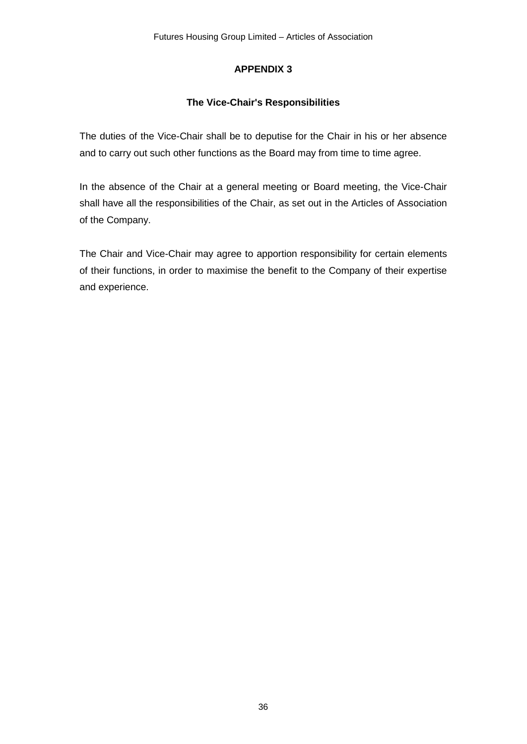## APPENDIX 3

### The Vice-Chair's Responsibilities

The duties of the Vice-Chair shall be to deputise for the Chair in his or her absence and to carry out such other functions as the Board may from time to time agree.

In the absence of the Chair at a general meeting or Board meeting, the Vice-Chair shall have all the responsibilities of the Chair, as set out in the Articles of Association of the Company.

The Chair and Vice-Chair may agree to apportion responsibility for certain elements of their functions, in order to maximise the benefit to the Company of their expertise and experience.